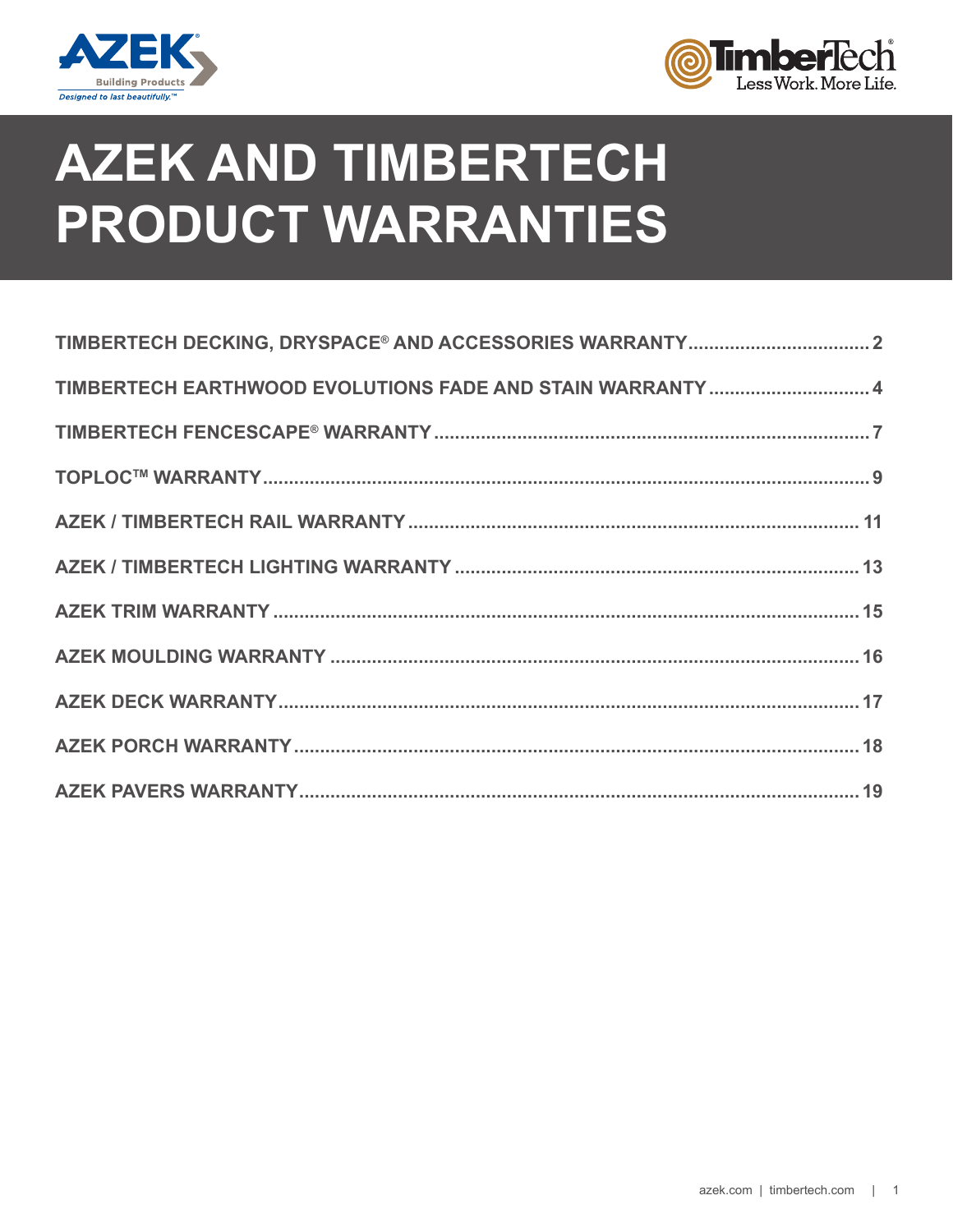# AZEK AND TIMBERTECH PRODUCT WARRANTIES

| | |
|---|---|
| TIMBERTECH DECKING, DRYSPACE® AND ACCESSORIES WARRANTY | 2 |
| TIMBERTECH EARTHWOOD EVOLUTIONS FADE AND STAIN WARRANTY | 4 |
| TIMBERTECH FENCESCAPE® WARRANTY | 7 |
| TOPLOC™ WARRANTY | 9 |
| AZEK / TIMBERTECH RAIL WARRANTY | 11 |
| AZEK / TIMBERTECH LIGHTING WARRANTY | 13 |
| AZEK TRIM WARRANTY | 15 |
| AZEK MOULDING WARRANTY | 16 |
| AZEK DECK WARRANTY | 17 |
| AZEK PORCH WARRANTY | 18 |
| AZEK PAVERS WARRANTY | 19 |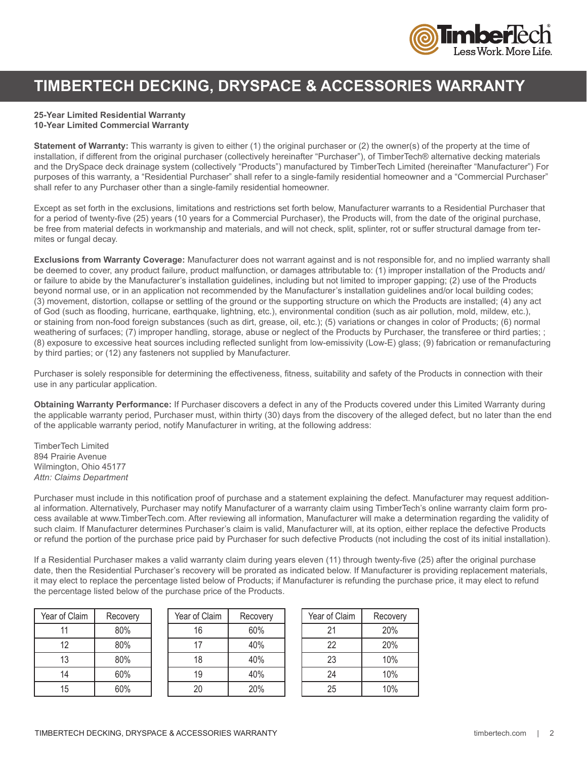# TIMBERTECH DECKING, DRYSPACE & ACCESSORIES WARRANTY

**25-Year Limited Residential Warranty**
**10-Year Limited Commercial Warranty**

**Statement of Warranty:** This warranty is given to either (1) the original purchaser or (2) the owner(s) of the property at the time of installation, if different from the original purchaser (collectively hereinafter "Purchaser"), of TimberTech® alternative decking materials and the DrySpace deck drainage system (collectively "Products") manufactured by TimberTech Limited (hereinafter "Manufacturer") For purposes of this warranty, a "Residential Purchaser" shall refer to a single-family residential homeowner and a "Commercial Purchaser" shall refer to any Purchaser other than a single-family residential homeowner.

Except as set forth in the exclusions, limitations and restrictions set forth below, Manufacturer warrants to a Residential Purchaser that for a period of twenty-five (25) years (10 years for a Commercial Purchaser), the Products will, from the date of the original purchase, be free from material defects in workmanship and materials, and will not check, split, splinter, rot or suffer structural damage from termites or fungal decay.

**Exclusions from Warranty Coverage:** Manufacturer does not warrant against and is not responsible for, and no implied warranty shall be deemed to cover, any product failure, product malfunction, or damages attributable to: (1) improper installation of the Products and/or failure to abide by the Manufacturer's installation guidelines, including but not limited to improper gapping; (2) use of the Products beyond normal use, or in an application not recommended by the Manufacturer's installation guidelines and/or local building codes; (3) movement, distortion, collapse or settling of the ground or the supporting structure on which the Products are installed; (4) any act of God (such as flooding, hurricane, earthquake, lightning, etc.), environmental condition (such as air pollution, mold, mildew, etc.), or staining from non-food foreign substances (such as dirt, grease, oil, etc.); (5) variations or changes in color of Products; (6) normal weathering of surfaces; (7) improper handling, storage, abuse or neglect of the Products by Purchaser, the transferee or third parties; ; (8) exposure to excessive heat sources including reflected sunlight from low-emissivity (Low-E) glass; (9) fabrication or remanufacturing by third parties; or (12) any fasteners not supplied by Manufacturer.

Purchaser is solely responsible for determining the effectiveness, fitness, suitability and safety of the Products in connection with their use in any particular application.

**Obtaining Warranty Performance:** If Purchaser discovers a defect in any of the Products covered under this Limited Warranty during the applicable warranty period, Purchaser must, within thirty (30) days from the discovery of the alleged defect, but no later than the end of the applicable warranty period, notify Manufacturer in writing, at the following address:

TimberTech Limited
894 Prairie Avenue
Wilmington, Ohio 45177
*Attn: Claims Department*

Purchaser must include in this notification proof of purchase and a statement explaining the defect. Manufacturer may request additional information. Alternatively, Purchaser may notify Manufacturer of a warranty claim using TimberTech's online warranty claim form process available at www.TimberTech.com. After reviewing all information, Manufacturer will make a determination regarding the validity of such claim. If Manufacturer determines Purchaser's claim is valid, Manufacturer will, at its option, either replace the defective Products or refund the portion of the purchase price paid by Purchaser for such defective Products (not including the cost of its initial installation).

If a Residential Purchaser makes a valid warranty claim during years eleven (11) through twenty-five (25) after the original purchase date, then the Residential Purchaser's recovery will be prorated as indicated below. If Manufacturer is providing replacement materials, it may elect to replace the percentage listed below of Products; if Manufacturer is refunding the purchase price, it may elect to refund the percentage listed below of the purchase price of the Products.

| Year of Claim | Recovery |
|---|---|
| 11 | 80% |
| 12 | 80% |
| 13 | 80% |
| 14 | 60% |
| 15 | 60% |

| Year of Claim | Recovery |
|---|---|
| 16 | 60% |
| 17 | 40% |
| 18 | 40% |
| 19 | 40% |
| 20 | 20% |

| Year of Claim | Recovery |
|---|---|
| 21 | 20% |
| 22 | 20% |
| 23 | 10% |
| 24 | 10% |
| 25 | 10% |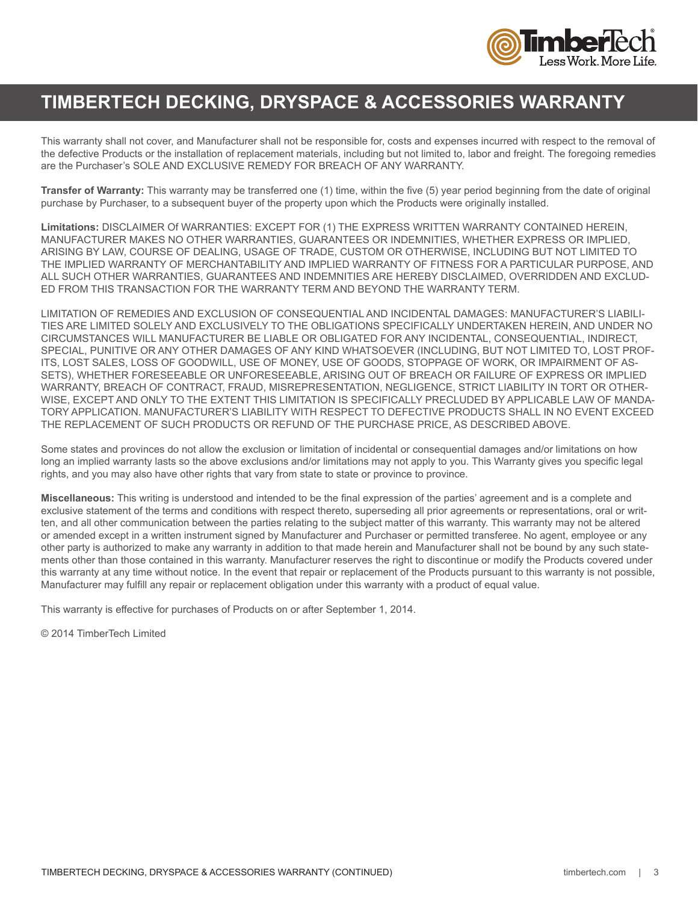# TIMBERTECH DECKING, DRYSPACE & ACCESSORIES WARRANTY

This warranty shall not cover, and Manufacturer shall not be responsible for, costs and expenses incurred with respect to the removal of the defective Products or the installation of replacement materials, including but not limited to, labor and freight. The foregoing remedies are the Purchaser's SOLE AND EXCLUSIVE REMEDY FOR BREACH OF ANY WARRANTY.

**Transfer of Warranty:** This warranty may be transferred one (1) time, within the five (5) year period beginning from the date of original purchase by Purchaser, to a subsequent buyer of the property upon which the Products were originally installed.

**Limitations:** DISCLAIMER Of WARRANTIES: EXCEPT FOR (1) THE EXPRESS WRITTEN WARRANTY CONTAINED HEREIN, MANUFACTURER MAKES NO OTHER WARRANTIES, GUARANTEES OR INDEMNITIES, WHETHER EXPRESS OR IMPLIED, ARISING BY LAW, COURSE OF DEALING, USAGE OF TRADE, CUSTOM OR OTHERWISE, INCLUDING BUT NOT LIMITED TO THE IMPLIED WARRANTY OF MERCHANTABILITY AND IMPLIED WARRANTY OF FITNESS FOR A PARTICULAR PURPOSE, AND ALL SUCH OTHER WARRANTIES, GUARANTEES AND INDEMNITIES ARE HEREBY DISCLAIMED, OVERRIDDEN AND EXCLUDED FROM THIS TRANSACTION FOR THE WARRANTY TERM AND BEYOND THE WARRANTY TERM.

LIMITATION OF REMEDIES AND EXCLUSION OF CONSEQUENTIAL AND INCIDENTAL DAMAGES: MANUFACTURER'S LIABILITIES ARE LIMITED SOLELY AND EXCLUSIVELY TO THE OBLIGATIONS SPECIFICALLY UNDERTAKEN HEREIN, AND UNDER NO CIRCUMSTANCES WILL MANUFACTURER BE LIABLE OR OBLIGATED FOR ANY INCIDENTAL, CONSEQUENTIAL, INDIRECT, SPECIAL, PUNITIVE OR ANY OTHER DAMAGES OF ANY KIND WHATSOEVER (INCLUDING, BUT NOT LIMITED TO, LOST PROFITS, LOST SALES, LOSS OF GOODWILL, USE OF MONEY, USE OF GOODS, STOPPAGE OF WORK, OR IMPAIRMENT OF ASSETS), WHETHER FORESEEABLE OR UNFORESEEABLE, ARISING OUT OF BREACH OR FAILURE OF EXPRESS OR IMPLIED WARRANTY, BREACH OF CONTRACT, FRAUD, MISREPRESENTATION, NEGLIGENCE, STRICT LIABILITY IN TORT OR OTHERWISE, EXCEPT AND ONLY TO THE EXTENT THIS LIMITATION IS SPECIFICALLY PRECLUDED BY APPLICABLE LAW OF MANDATORY APPLICATION. MANUFACTURER'S LIABILITY WITH RESPECT TO DEFECTIVE PRODUCTS SHALL IN NO EVENT EXCEED THE REPLACEMENT OF SUCH PRODUCTS OR REFUND OF THE PURCHASE PRICE, AS DESCRIBED ABOVE.

Some states and provinces do not allow the exclusion or limitation of incidental or consequential damages and/or limitations on how long an implied warranty lasts so the above exclusions and/or limitations may not apply to you. This Warranty gives you specific legal rights, and you may also have other rights that vary from state to state or province to province.

**Miscellaneous:** This writing is understood and intended to be the final expression of the parties' agreement and is a complete and exclusive statement of the terms and conditions with respect thereto, superseding all prior agreements or representations, oral or written, and all other communication between the parties relating to the subject matter of this warranty. This warranty may not be altered or amended except in a written instrument signed by Manufacturer and Purchaser or permitted transferee. No agent, employee or any other party is authorized to make any warranty in addition to that made herein and Manufacturer shall not be bound by any such statements other than those contained in this warranty. Manufacturer reserves the right to discontinue or modify the Products covered under this warranty at any time without notice. In the event that repair or replacement of the Products pursuant to this warranty is not possible, Manufacturer may fulfill any repair or replacement obligation under this warranty with a product of equal value.

This warranty is effective for purchases of Products on or after September 1, 2014.

© 2014 TimberTech Limited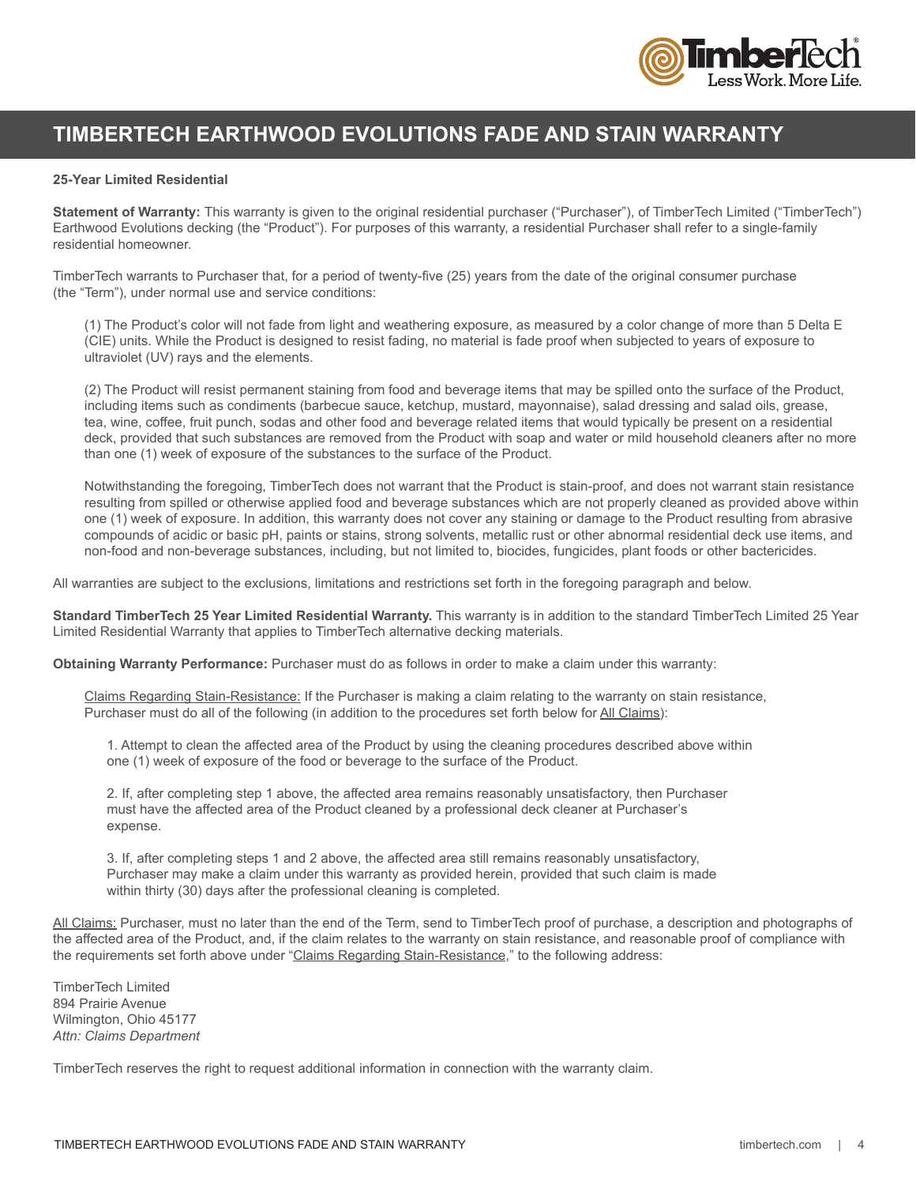# TIMBERTECH EARTHWOOD EVOLUTIONS FADE AND STAIN WARRANTY

**25-Year Limited Residential**

**Statement of Warranty:** This warranty is given to the original residential purchaser ("Purchaser"), of TimberTech Limited ("TimberTech") Earthwood Evolutions decking (the "Product"). For purposes of this warranty, a residential Purchaser shall refer to a single-family residential homeowner.

TimberTech warrants to Purchaser that, for a period of twenty-five (25) years from the date of the original consumer purchase (the "Term"), under normal use and service conditions:

(1) The Product's color will not fade from light and weathering exposure, as measured by a color change of more than 5 Delta E (CIE) units. While the Product is designed to resist fading, no material is fade proof when subjected to years of exposure to ultraviolet (UV) rays and the elements.

(2) The Product will resist permanent staining from food and beverage items that may be spilled onto the surface of the Product, including items such as condiments (barbecue sauce, ketchup, mustard, mayonnaise), salad dressing and salad oils, grease, tea, wine, coffee, fruit punch, sodas and other food and beverage related items that would typically be present on a residential deck, provided that such substances are removed from the Product with soap and water or mild household cleaners after no more than one (1) week of exposure of the substances to the surface of the Product.

Notwithstanding the foregoing, TimberTech does not warrant that the Product is stain-proof, and does not warrant stain resistance resulting from spilled or otherwise applied food and beverage substances which are not properly cleaned as provided above within one (1) week of exposure. In addition, this warranty does not cover any staining or damage to the Product resulting from abrasive compounds of acidic or basic pH, paints or stains, strong solvents, metallic rust or other abnormal residential deck use items, and non-food and non-beverage substances, including, but not limited to, biocides, fungicides, plant foods or other bactericides.

All warranties are subject to the exclusions, limitations and restrictions set forth in the foregoing paragraph and below.

**Standard TimberTech 25 Year Limited Residential Warranty.** This warranty is in addition to the standard TimberTech Limited 25 Year Limited Residential Warranty that applies to TimberTech alternative decking materials.

**Obtaining Warranty Performance:** Purchaser must do as follows in order to make a claim under this warranty:

Claims Regarding Stain-Resistance: If the Purchaser is making a claim relating to the warranty on stain resistance, Purchaser must do all of the following (in addition to the procedures set forth below for All Claims):

1. Attempt to clean the affected area of the Product by using the cleaning procedures described above within one (1) week of exposure of the food or beverage to the surface of the Product.

2. If, after completing step 1 above, the affected area remains reasonably unsatisfactory, then Purchaser must have the affected area of the Product cleaned by a professional deck cleaner at Purchaser's expense.

3. If, after completing steps 1 and 2 above, the affected area still remains reasonably unsatisfactory, Purchaser may make a claim under this warranty as provided herein, provided that such claim is made within thirty (30) days after the professional cleaning is completed.

All Claims: Purchaser, must no later than the end of the Term, send to TimberTech proof of purchase, a description and photographs of the affected area of the Product, and, if the claim relates to the warranty on stain resistance, and reasonable proof of compliance with the requirements set forth above under "Claims Regarding Stain-Resistance," to the following address:

TimberTech Limited  
894 Prairie Avenue  
Wilmington, Ohio 45177  
*Attn: Claims Department*

TimberTech reserves the right to request additional information in connection with the warranty claim.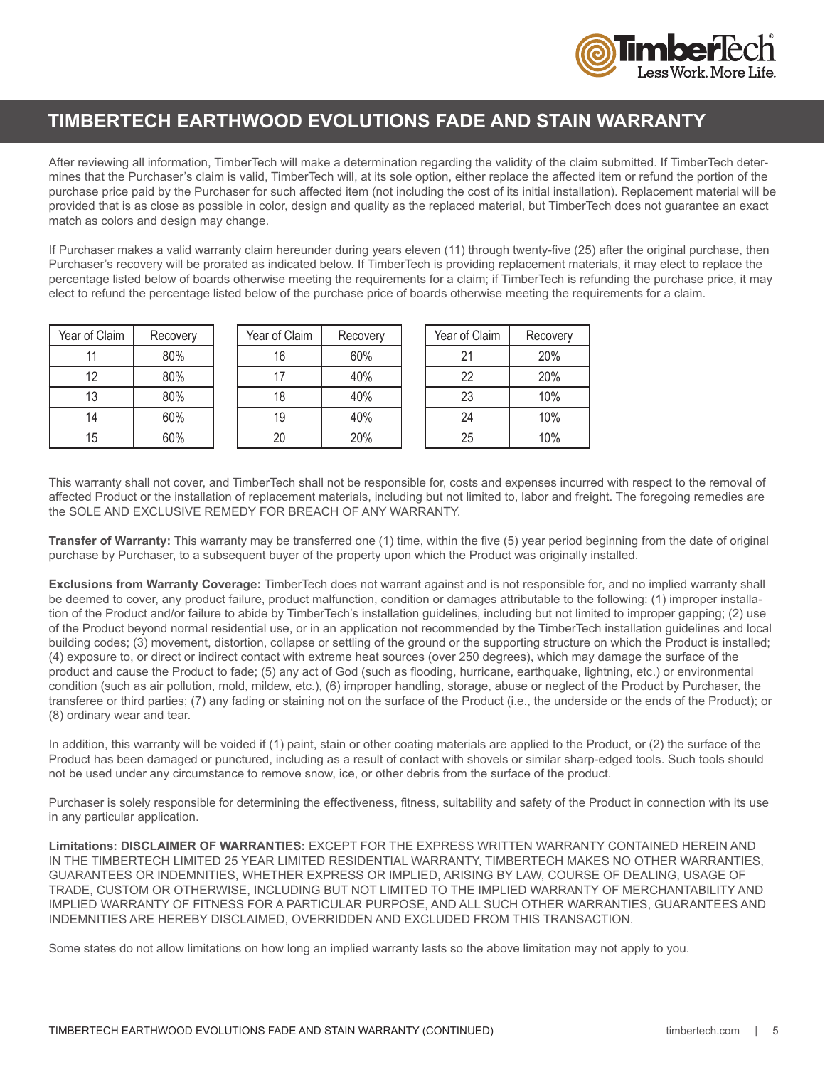## TIMBERTECH EARTHWOOD EVOLUTIONS FADE AND STAIN WARRANTY

After reviewing all information, TimberTech will make a determination regarding the validity of the claim submitted. If TimberTech determines that the Purchaser's claim is valid, TimberTech will, at its sole option, either replace the affected item or refund the portion of the purchase price paid by the Purchaser for such affected item (not including the cost of its initial installation). Replacement material will be provided that is as close as possible in color, design and quality as the replaced material, but TimberTech does not guarantee an exact match as colors and design may change.

If Purchaser makes a valid warranty claim hereunder during years eleven (11) through twenty-five (25) after the original purchase, then Purchaser's recovery will be prorated as indicated below. If TimberTech is providing replacement materials, it may elect to replace the percentage listed below of boards otherwise meeting the requirements for a claim; if TimberTech is refunding the purchase price, it may elect to refund the percentage listed below of the purchase price of boards otherwise meeting the requirements for a claim.

| Year of Claim | Recovery |
|---|---|
| 11 | 80% |
| 12 | 80% |
| 13 | 80% |
| 14 | 60% |
| 15 | 60% |

| Year of Claim | Recovery |
|---|---|
| 16 | 60% |
| 17 | 40% |
| 18 | 40% |
| 19 | 40% |
| 20 | 20% |

| Year of Claim | Recovery |
|---|---|
| 21 | 20% |
| 22 | 20% |
| 23 | 10% |
| 24 | 10% |
| 25 | 10% |

This warranty shall not cover, and TimberTech shall not be responsible for, costs and expenses incurred with respect to the removal of affected Product or the installation of replacement materials, including but not limited to, labor and freight. The foregoing remedies are the SOLE AND EXCLUSIVE REMEDY FOR BREACH OF ANY WARRANTY.

**Transfer of Warranty:** This warranty may be transferred one (1) time, within the five (5) year period beginning from the date of original purchase by Purchaser, to a subsequent buyer of the property upon which the Product was originally installed.

**Exclusions from Warranty Coverage:** TimberTech does not warrant against and is not responsible for, and no implied warranty shall be deemed to cover, any product failure, product malfunction, condition or damages attributable to the following: (1) improper installation of the Product and/or failure to abide by TimberTech's installation guidelines, including but not limited to improper gapping; (2) use of the Product beyond normal residential use, or in an application not recommended by the TimberTech installation guidelines and local building codes; (3) movement, distortion, collapse or settling of the ground or the supporting structure on which the Product is installed; (4) exposure to, or direct or indirect contact with extreme heat sources (over 250 degrees), which may damage the surface of the product and cause the Product to fade; (5) any act of God (such as flooding, hurricane, earthquake, lightning, etc.) or environmental condition (such as air pollution, mold, mildew, etc.), (6) improper handling, storage, abuse or neglect of the Product by Purchaser, the transferee or third parties; (7) any fading or staining not on the surface of the Product (i.e., the underside or the ends of the Product); or (8) ordinary wear and tear.

In addition, this warranty will be voided if (1) paint, stain or other coating materials are applied to the Product, or (2) the surface of the Product has been damaged or punctured, including as a result of contact with shovels or similar sharp-edged tools. Such tools should not be used under any circumstance to remove snow, ice, or other debris from the surface of the product.

Purchaser is solely responsible for determining the effectiveness, fitness, suitability and safety of the Product in connection with its use in any particular application.

**Limitations: DISCLAIMER OF WARRANTIES:** EXCEPT FOR THE EXPRESS WRITTEN WARRANTY CONTAINED HEREIN AND IN THE TIMBERTECH LIMITED 25 YEAR LIMITED RESIDENTIAL WARRANTY, TIMBERTECH MAKES NO OTHER WARRANTIES, GUARANTEES OR INDEMNITIES, WHETHER EXPRESS OR IMPLIED, ARISING BY LAW, COURSE OF DEALING, USAGE OF TRADE, CUSTOM OR OTHERWISE, INCLUDING BUT NOT LIMITED TO THE IMPLIED WARRANTY OF MERCHANTABILITY AND IMPLIED WARRANTY OF FITNESS FOR A PARTICULAR PURPOSE, AND ALL SUCH OTHER WARRANTIES, GUARANTEES AND INDEMNITIES ARE HEREBY DISCLAIMED, OVERRIDDEN AND EXCLUDED FROM THIS TRANSACTION.

Some states do not allow limitations on how long an implied warranty lasts so the above limitation may not apply to you.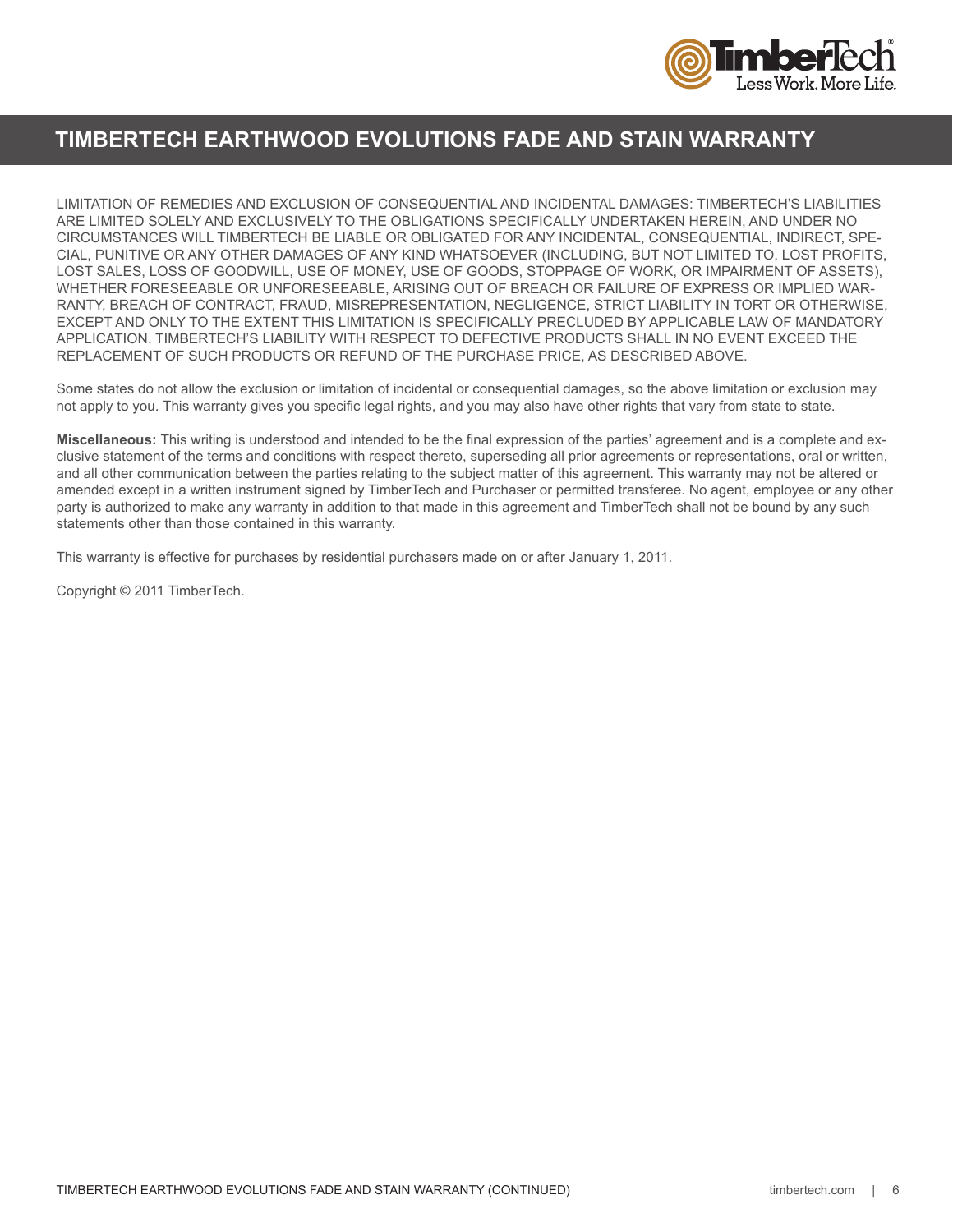# TIMBERTECH EARTHWOOD EVOLUTIONS FADE AND STAIN WARRANTY

LIMITATION OF REMEDIES AND EXCLUSION OF CONSEQUENTIAL AND INCIDENTAL DAMAGES: TIMBERTECH'S LIABILITIES ARE LIMITED SOLELY AND EXCLUSIVELY TO THE OBLIGATIONS SPECIFICALLY UNDERTAKEN HEREIN, AND UNDER NO CIRCUMSTANCES WILL TIMBERTECH BE LIABLE OR OBLIGATED FOR ANY INCIDENTAL, CONSEQUENTIAL, INDIRECT, SPECIAL, PUNITIVE OR ANY OTHER DAMAGES OF ANY KIND WHATSOEVER (INCLUDING, BUT NOT LIMITED TO, LOST PROFITS, LOST SALES, LOSS OF GOODWILL, USE OF MONEY, USE OF GOODS, STOPPAGE OF WORK, OR IMPAIRMENT OF ASSETS), WHETHER FORESEEABLE OR UNFORESEEABLE, ARISING OUT OF BREACH OR FAILURE OF EXPRESS OR IMPLIED WARRANTY, BREACH OF CONTRACT, FRAUD, MISREPRESENTATION, NEGLIGENCE, STRICT LIABILITY IN TORT OR OTHERWISE, EXCEPT AND ONLY TO THE EXTENT THIS LIMITATION IS SPECIFICALLY PRECLUDED BY APPLICABLE LAW OF MANDATORY APPLICATION. TIMBERTECH'S LIABILITY WITH RESPECT TO DEFECTIVE PRODUCTS SHALL IN NO EVENT EXCEED THE REPLACEMENT OF SUCH PRODUCTS OR REFUND OF THE PURCHASE PRICE, AS DESCRIBED ABOVE.

Some states do not allow the exclusion or limitation of incidental or consequential damages, so the above limitation or exclusion may not apply to you. This warranty gives you specific legal rights, and you may also have other rights that vary from state to state.

**Miscellaneous:** This writing is understood and intended to be the final expression of the parties' agreement and is a complete and exclusive statement of the terms and conditions with respect thereto, superseding all prior agreements or representations, oral or written, and all other communication between the parties relating to the subject matter of this agreement. This warranty may not be altered or amended except in a written instrument signed by TimberTech and Purchaser or permitted transferee. No agent, employee or any other party is authorized to make any warranty in addition to that made in this agreement and TimberTech shall not be bound by any such statements other than those contained in this warranty.

This warranty is effective for purchases by residential purchasers made on or after January 1, 2011.

Copyright © 2011 TimberTech.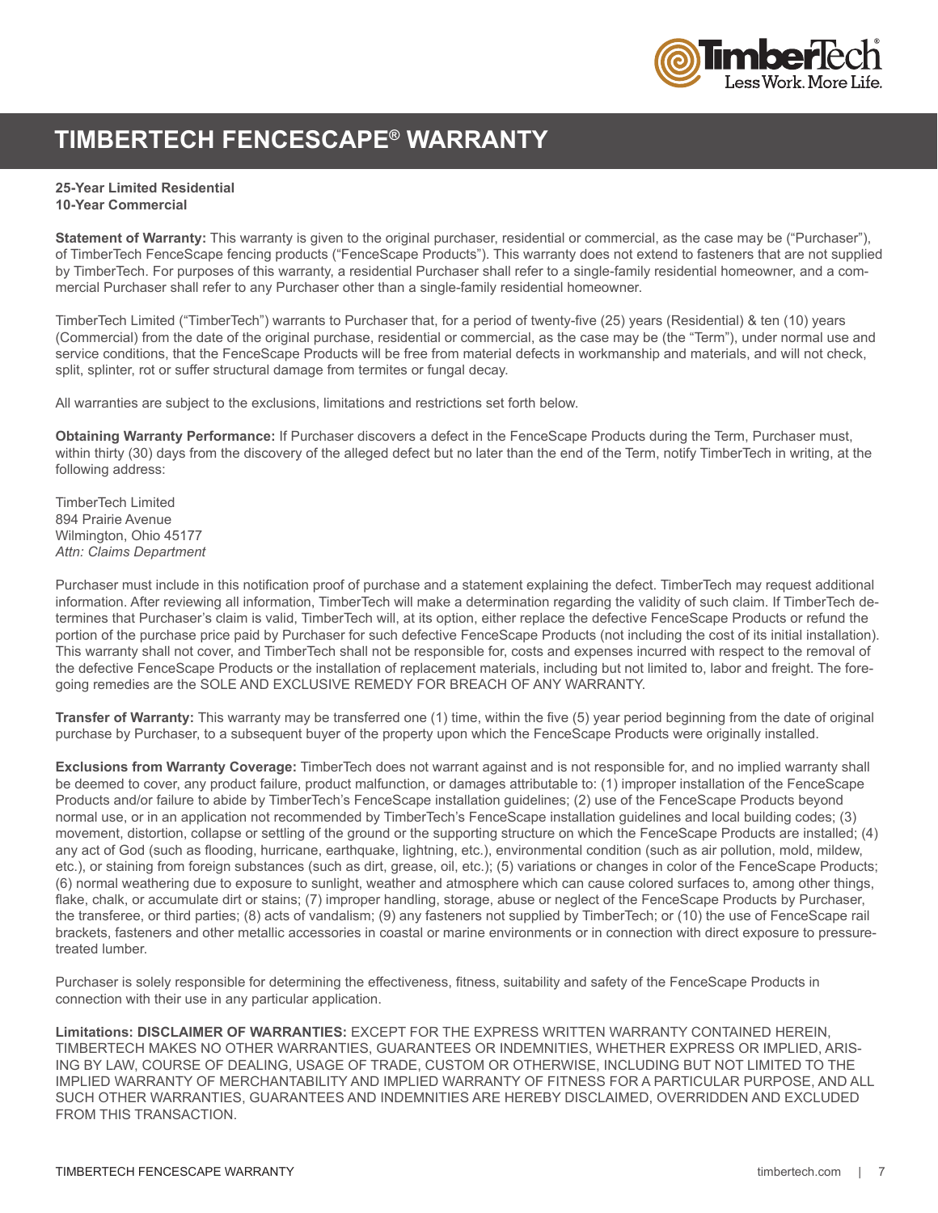# TIMBERTECH FENCESCAPE® WARRANTY

**25-Year Limited Residential**
**10-Year Commercial**

**Statement of Warranty:** This warranty is given to the original purchaser, residential or commercial, as the case may be ("Purchaser"), of TimberTech FenceScape fencing products ("FenceScape Products"). This warranty does not extend to fasteners that are not supplied by TimberTech. For purposes of this warranty, a residential Purchaser shall refer to a single-family residential homeowner, and a commercial Purchaser shall refer to any Purchaser other than a single-family residential homeowner.

TimberTech Limited ("TimberTech") warrants to Purchaser that, for a period of twenty-five (25) years (Residential) & ten (10) years (Commercial) from the date of the original purchase, residential or commercial, as the case may be (the "Term"), under normal use and service conditions, that the FenceScape Products will be free from material defects in workmanship and materials, and will not check, split, splinter, rot or suffer structural damage from termites or fungal decay.

All warranties are subject to the exclusions, limitations and restrictions set forth below.

**Obtaining Warranty Performance:** If Purchaser discovers a defect in the FenceScape Products during the Term, Purchaser must, within thirty (30) days from the discovery of the alleged defect but no later than the end of the Term, notify TimberTech in writing, at the following address:

TimberTech Limited
894 Prairie Avenue
Wilmington, Ohio 45177
*Attn: Claims Department*

Purchaser must include in this notification proof of purchase and a statement explaining the defect. TimberTech may request additional information. After reviewing all information, TimberTech will make a determination regarding the validity of such claim. If TimberTech determines that Purchaser's claim is valid, TimberTech will, at its option, either replace the defective FenceScape Products or refund the portion of the purchase price paid by Purchaser for such defective FenceScape Products (not including the cost of its initial installation). This warranty shall not cover, and TimberTech shall not be responsible for, costs and expenses incurred with respect to the removal of the defective FenceScape Products or the installation of replacement materials, including but not limited to, labor and freight. The foregoing remedies are the SOLE AND EXCLUSIVE REMEDY FOR BREACH OF ANY WARRANTY.

**Transfer of Warranty:** This warranty may be transferred one (1) time, within the five (5) year period beginning from the date of original purchase by Purchaser, to a subsequent buyer of the property upon which the FenceScape Products were originally installed.

**Exclusions from Warranty Coverage:** TimberTech does not warrant against and is not responsible for, and no implied warranty shall be deemed to cover, any product failure, product malfunction, or damages attributable to: (1) improper installation of the FenceScape Products and/or failure to abide by TimberTech's FenceScape installation guidelines; (2) use of the FenceScape Products beyond normal use, or in an application not recommended by TimberTech's FenceScape installation guidelines and local building codes; (3) movement, distortion, collapse or settling of the ground or the supporting structure on which the FenceScape Products are installed; (4) any act of God (such as flooding, hurricane, earthquake, lightning, etc.), environmental condition (such as air pollution, mold, mildew, etc.), or staining from foreign substances (such as dirt, grease, oil, etc.); (5) variations or changes in color of the FenceScape Products; (6) normal weathering due to exposure to sunlight, weather and atmosphere which can cause colored surfaces to, among other things, flake, chalk, or accumulate dirt or stains; (7) improper handling, storage, abuse or neglect of the FenceScape Products by Purchaser, the transferee, or third parties; (8) acts of vandalism; (9) any fasteners not supplied by TimberTech; or (10) the use of FenceScape rail brackets, fasteners and other metallic accessories in coastal or marine environments or in connection with direct exposure to pressure-treated lumber.

Purchaser is solely responsible for determining the effectiveness, fitness, suitability and safety of the FenceScape Products in connection with their use in any particular application.

**Limitations: DISCLAIMER OF WARRANTIES:** EXCEPT FOR THE EXPRESS WRITTEN WARRANTY CONTAINED HEREIN, TIMBERTECH MAKES NO OTHER WARRANTIES, GUARANTEES OR INDEMNITIES, WHETHER EXPRESS OR IMPLIED, ARISING BY LAW, COURSE OF DEALING, USAGE OF TRADE, CUSTOM OR OTHERWISE, INCLUDING BUT NOT LIMITED TO THE IMPLIED WARRANTY OF MERCHANTABILITY AND IMPLIED WARRANTY OF FITNESS FOR A PARTICULAR PURPOSE, AND ALL SUCH OTHER WARRANTIES, GUARANTEES AND INDEMNITIES ARE HEREBY DISCLAIMED, OVERRIDDEN AND EXCLUDED FROM THIS TRANSACTION.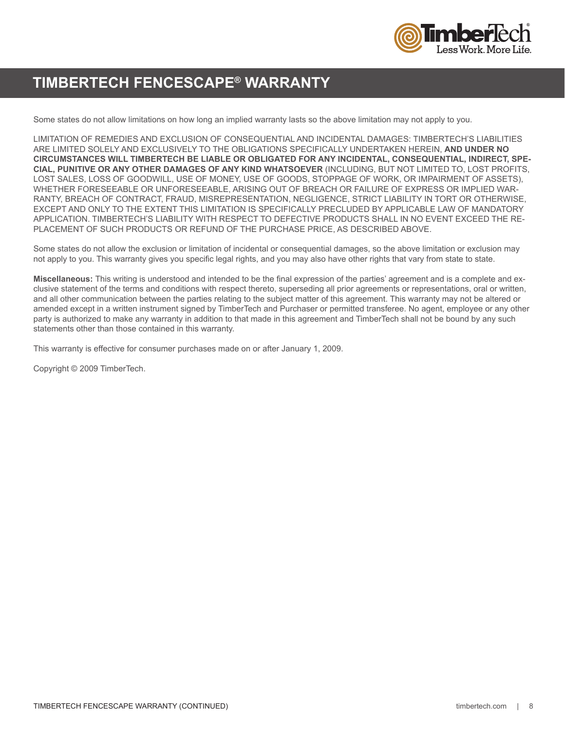# TIMBERTECH FENCESCAPE® WARRANTY

Some states do not allow limitations on how long an implied warranty lasts so the above limitation may not apply to you.

LIMITATION OF REMEDIES AND EXCLUSION OF CONSEQUENTIAL AND INCIDENTAL DAMAGES: TIMBERTECH'S LIABILITIES ARE LIMITED SOLELY AND EXCLUSIVELY TO THE OBLIGATIONS SPECIFICALLY UNDERTAKEN HEREIN, **AND UNDER NO CIRCUMSTANCES WILL TIMBERTECH BE LIABLE OR OBLIGATED FOR ANY INCIDENTAL, CONSEQUENTIAL, INDIRECT, SPECIAL, PUNITIVE OR ANY OTHER DAMAGES OF ANY KIND WHATSOEVER** (INCLUDING, BUT NOT LIMITED TO, LOST PROFITS, LOST SALES, LOSS OF GOODWILL, USE OF MONEY, USE OF GOODS, STOPPAGE OF WORK, OR IMPAIRMENT OF ASSETS), WHETHER FORESEEABLE OR UNFORESEEABLE, ARISING OUT OF BREACH OR FAILURE OF EXPRESS OR IMPLIED WARRANTY, BREACH OF CONTRACT, FRAUD, MISREPRESENTATION, NEGLIGENCE, STRICT LIABILITY IN TORT OR OTHERWISE, EXCEPT AND ONLY TO THE EXTENT THIS LIMITATION IS SPECIFICALLY PRECLUDED BY APPLICABLE LAW OF MANDATORY APPLICATION. TIMBERTECH'S LIABILITY WITH RESPECT TO DEFECTIVE PRODUCTS SHALL IN NO EVENT EXCEED THE REPLACEMENT OF SUCH PRODUCTS OR REFUND OF THE PURCHASE PRICE, AS DESCRIBED ABOVE.

Some states do not allow the exclusion or limitation of incidental or consequential damages, so the above limitation or exclusion may not apply to you. This warranty gives you specific legal rights, and you may also have other rights that vary from state to state.

**Miscellaneous:** This writing is understood and intended to be the final expression of the parties' agreement and is a complete and exclusive statement of the terms and conditions with respect thereto, superseding all prior agreements or representations, oral or written, and all other communication between the parties relating to the subject matter of this agreement. This warranty may not be altered or amended except in a written instrument signed by TimberTech and Purchaser or permitted transferee. No agent, employee or any other party is authorized to make any warranty in addition to that made in this agreement and TimberTech shall not be bound by any such statements other than those contained in this warranty.

This warranty is effective for consumer purchases made on or after January 1, 2009.

Copyright © 2009 TimberTech.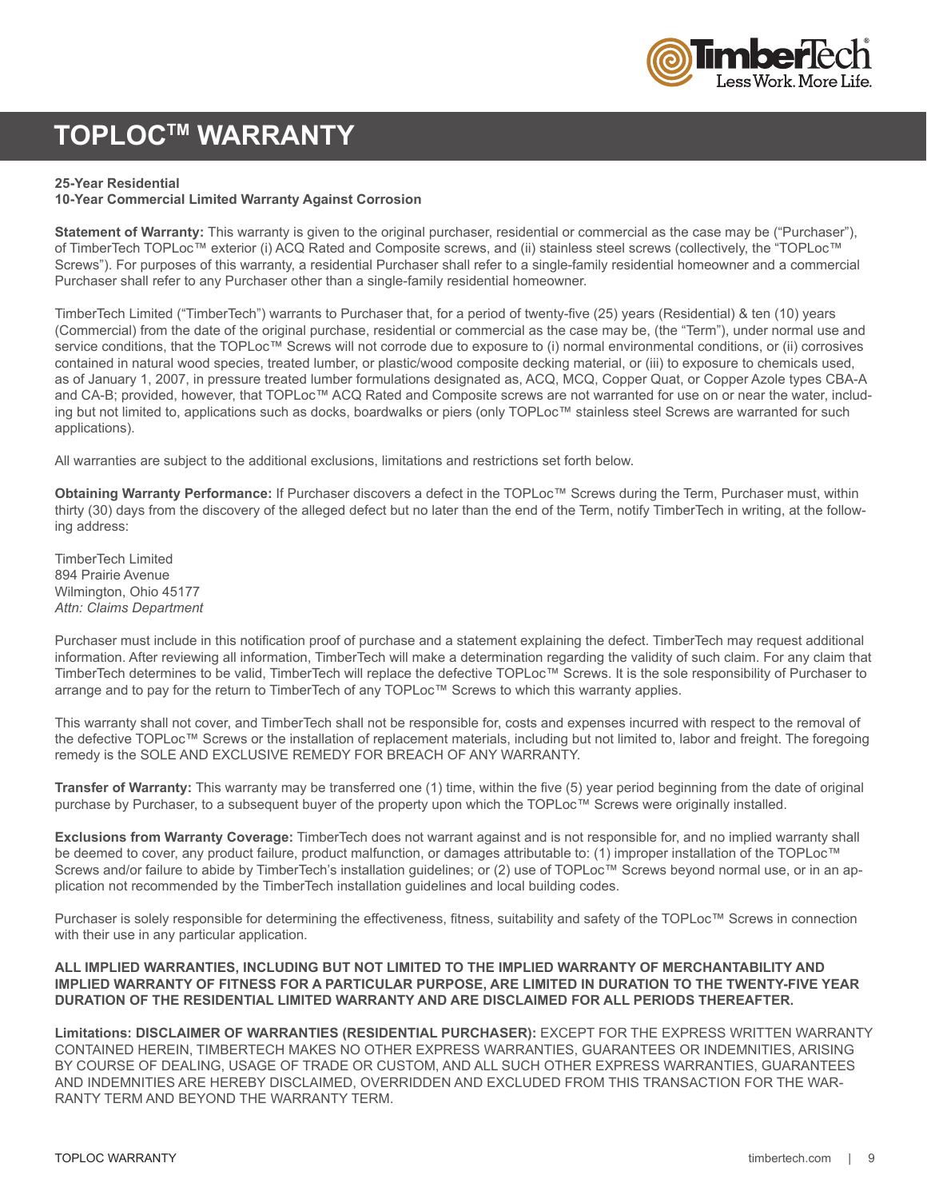# TOPLOC™ WARRANTY

**25-Year Residential**
**10-Year Commercial Limited Warranty Against Corrosion**

**Statement of Warranty:** This warranty is given to the original purchaser, residential or commercial as the case may be ("Purchaser"), of TimberTech TOPLoc™ exterior (i) ACQ Rated and Composite screws, and (ii) stainless steel screws (collectively, the "TOPLoc™ Screws"). For purposes of this warranty, a residential Purchaser shall refer to a single-family residential homeowner and a commercial Purchaser shall refer to any Purchaser other than a single-family residential homeowner.

TimberTech Limited ("TimberTech") warrants to Purchaser that, for a period of twenty-five (25) years (Residential) & ten (10) years (Commercial) from the date of the original purchase, residential or commercial as the case may be, (the "Term"), under normal use and service conditions, that the TOPLoc™ Screws will not corrode due to exposure to (i) normal environmental conditions, or (ii) corrosives contained in natural wood species, treated lumber, or plastic/wood composite decking material, or (iii) to exposure to chemicals used, as of January 1, 2007, in pressure treated lumber formulations designated as, ACQ, MCQ, Copper Quat, or Copper Azole types CBA-A and CA-B; provided, however, that TOPLoc™ ACQ Rated and Composite screws are not warranted for use on or near the water, including but not limited to, applications such as docks, boardwalks or piers (only TOPLoc™ stainless steel Screws are warranted for such applications).

All warranties are subject to the additional exclusions, limitations and restrictions set forth below.

**Obtaining Warranty Performance:** If Purchaser discovers a defect in the TOPLoc™ Screws during the Term, Purchaser must, within thirty (30) days from the discovery of the alleged defect but no later than the end of the Term, notify TimberTech in writing, at the following address:

TimberTech Limited
894 Prairie Avenue
Wilmington, Ohio 45177
*Attn: Claims Department*

Purchaser must include in this notification proof of purchase and a statement explaining the defect. TimberTech may request additional information. After reviewing all information, TimberTech will make a determination regarding the validity of such claim. For any claim that TimberTech determines to be valid, TimberTech will replace the defective TOPLoc™ Screws. It is the sole responsibility of Purchaser to arrange and to pay for the return to TimberTech of any TOPLoc™ Screws to which this warranty applies.

This warranty shall not cover, and TimberTech shall not be responsible for, costs and expenses incurred with respect to the removal of the defective TOPLoc™ Screws or the installation of replacement materials, including but not limited to, labor and freight. The foregoing remedy is the SOLE AND EXCLUSIVE REMEDY FOR BREACH OF ANY WARRANTY.

**Transfer of Warranty:** This warranty may be transferred one (1) time, within the five (5) year period beginning from the date of original purchase by Purchaser, to a subsequent buyer of the property upon which the TOPLoc™ Screws were originally installed.

**Exclusions from Warranty Coverage:** TimberTech does not warrant against and is not responsible for, and no implied warranty shall be deemed to cover, any product failure, product malfunction, or damages attributable to: (1) improper installation of the TOPLoc™ Screws and/or failure to abide by TimberTech's installation guidelines; or (2) use of TOPLoc™ Screws beyond normal use, or in an application not recommended by the TimberTech installation guidelines and local building codes.

Purchaser is solely responsible for determining the effectiveness, fitness, suitability and safety of the TOPLoc™ Screws in connection with their use in any particular application.

**ALL IMPLIED WARRANTIES, INCLUDING BUT NOT LIMITED TO THE IMPLIED WARRANTY OF MERCHANTABILITY AND IMPLIED WARRANTY OF FITNESS FOR A PARTICULAR PURPOSE, ARE LIMITED IN DURATION TO THE TWENTY-FIVE YEAR DURATION OF THE RESIDENTIAL LIMITED WARRANTY AND ARE DISCLAIMED FOR ALL PERIODS THEREAFTER.**

**Limitations: DISCLAIMER OF WARRANTIES (RESIDENTIAL PURCHASER):** EXCEPT FOR THE EXPRESS WRITTEN WARRANTY CONTAINED HEREIN, TIMBERTECH MAKES NO OTHER EXPRESS WARRANTIES, GUARANTEES OR INDEMNITIES, ARISING BY COURSE OF DEALING, USAGE OF TRADE OR CUSTOM, AND ALL SUCH OTHER EXPRESS WARRANTIES, GUARANTEES AND INDEMNITIES ARE HEREBY DISCLAIMED, OVERRIDDEN AND EXCLUDED FROM THIS TRANSACTION FOR THE WARRANTY TERM AND BEYOND THE WARRANTY TERM.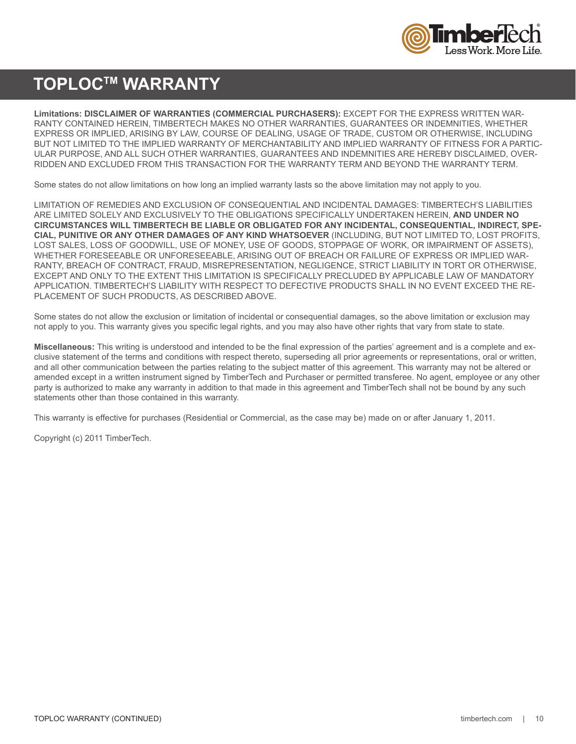# TOPLOC™ WARRANTY

**Limitations: DISCLAIMER OF WARRANTIES (COMMERCIAL PURCHASERS):** EXCEPT FOR THE EXPRESS WRITTEN WARRANTY CONTAINED HEREIN, TIMBERTECH MAKES NO OTHER WARRANTIES, GUARANTEES OR INDEMNITIES, WHETHER EXPRESS OR IMPLIED, ARISING BY LAW, COURSE OF DEALING, USAGE OF TRADE, CUSTOM OR OTHERWISE, INCLUDING BUT NOT LIMITED TO THE IMPLIED WARRANTY OF MERCHANTABILITY AND IMPLIED WARRANTY OF FITNESS FOR A PARTICULAR PURPOSE, AND ALL SUCH OTHER WARRANTIES, GUARANTEES AND INDEMNITIES ARE HEREBY DISCLAIMED, OVERRIDDEN AND EXCLUDED FROM THIS TRANSACTION FOR THE WARRANTY TERM AND BEYOND THE WARRANTY TERM.

Some states do not allow limitations on how long an implied warranty lasts so the above limitation may not apply to you.

LIMITATION OF REMEDIES AND EXCLUSION OF CONSEQUENTIAL AND INCIDENTAL DAMAGES: TIMBERTECH'S LIABILITIES ARE LIMITED SOLELY AND EXCLUSIVELY TO THE OBLIGATIONS SPECIFICALLY UNDERTAKEN HEREIN, **AND UNDER NO CIRCUMSTANCES WILL TIMBERTECH BE LIABLE OR OBLIGATED FOR ANY INCIDENTAL, CONSEQUENTIAL, INDIRECT, SPECIAL, PUNITIVE OR ANY OTHER DAMAGES OF ANY KIND WHATSOEVER** (INCLUDING, BUT NOT LIMITED TO, LOST PROFITS, LOST SALES, LOSS OF GOODWILL, USE OF MONEY, USE OF GOODS, STOPPAGE OF WORK, OR IMPAIRMENT OF ASSETS), WHETHER FORESEEABLE OR UNFORESEEABLE, ARISING OUT OF BREACH OR FAILURE OF EXPRESS OR IMPLIED WARRANTY, BREACH OF CONTRACT, FRAUD, MISREPRESENTATION, NEGLIGENCE, STRICT LIABILITY IN TORT OR OTHERWISE, EXCEPT AND ONLY TO THE EXTENT THIS LIMITATION IS SPECIFICALLY PRECLUDED BY APPLICABLE LAW OF MANDATORY APPLICATION. TIMBERTECH'S LIABILITY WITH RESPECT TO DEFECTIVE PRODUCTS SHALL IN NO EVENT EXCEED THE REPLACEMENT OF SUCH PRODUCTS, AS DESCRIBED ABOVE.

Some states do not allow the exclusion or limitation of incidental or consequential damages, so the above limitation or exclusion may not apply to you. This warranty gives you specific legal rights, and you may also have other rights that vary from state to state.

**Miscellaneous:** This writing is understood and intended to be the final expression of the parties' agreement and is a complete and exclusive statement of the terms and conditions with respect thereto, superseding all prior agreements or representations, oral or written, and all other communication between the parties relating to the subject matter of this agreement. This warranty may not be altered or amended except in a written instrument signed by TimberTech and Purchaser or permitted transferee. No agent, employee or any other party is authorized to make any warranty in addition to that made in this agreement and TimberTech shall not be bound by any such statements other than those contained in this warranty.

This warranty is effective for purchases (Residential or Commercial, as the case may be) made on or after January 1, 2011.

Copyright (c) 2011 TimberTech.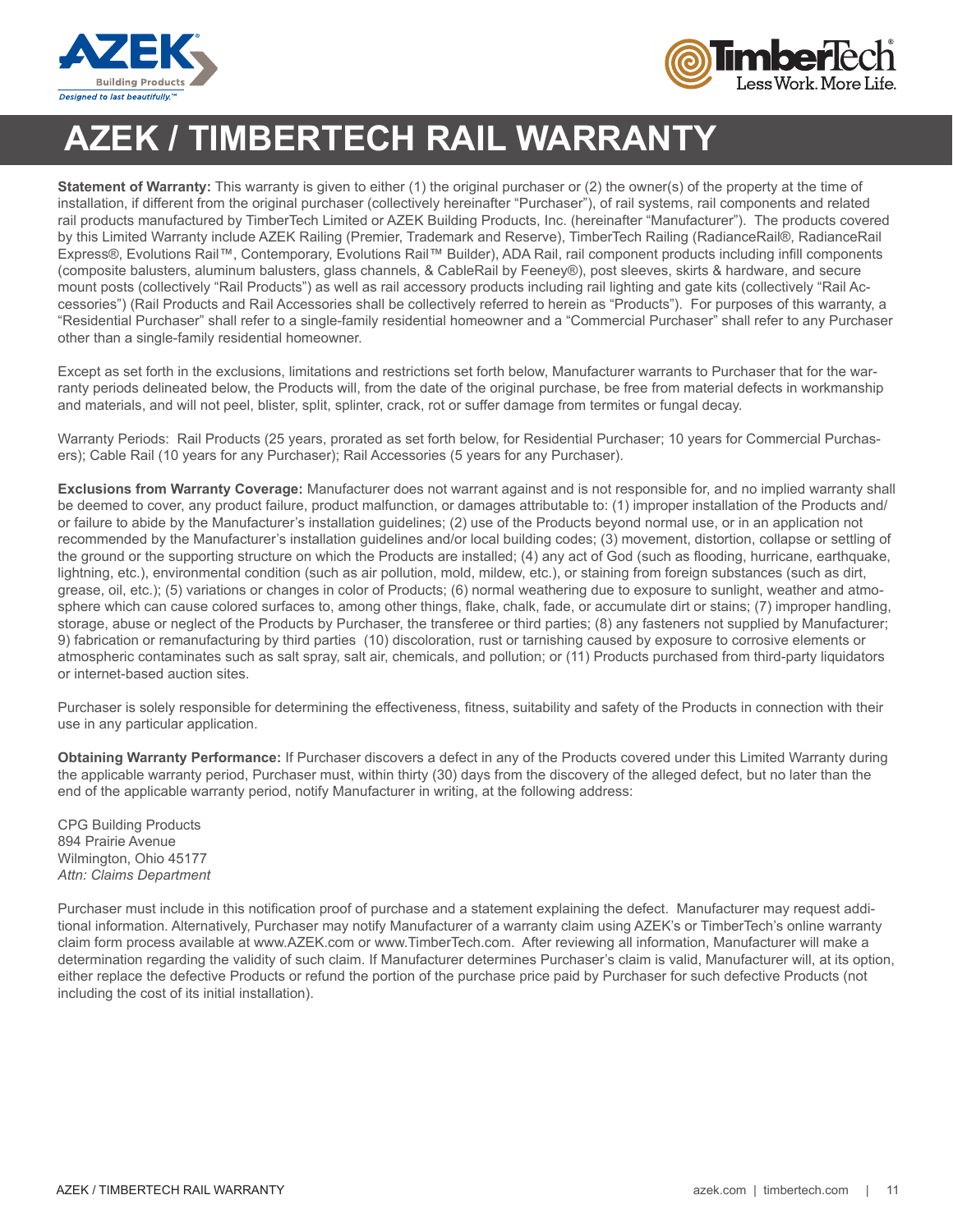# AZEK / TIMBERTECH RAIL WARRANTY

**Statement of Warranty:** This warranty is given to either (1) the original purchaser or (2) the owner(s) of the property at the time of installation, if different from the original purchaser (collectively hereinafter "Purchaser"), of rail systems, rail components and related rail products manufactured by TimberTech Limited or AZEK Building Products, Inc. (hereinafter "Manufacturer"). The products covered by this Limited Warranty include AZEK Railing (Premier, Trademark and Reserve), TimberTech Railing (RadianceRail®, RadianceRail Express®, Evolutions Rail™, Contemporary, Evolutions Rail™ Builder), ADA Rail, rail component products including infill components (composite balusters, aluminum balusters, glass channels, & CableRail by Feeney®), post sleeves, skirts & hardware, and secure mount posts (collectively "Rail Products") as well as rail accessory products including rail lighting and gate kits (collectively "Rail Accessories") (Rail Products and Rail Accessories shall be collectively referred to herein as "Products"). For purposes of this warranty, a "Residential Purchaser" shall refer to a single-family residential homeowner and a "Commercial Purchaser" shall refer to any Purchaser other than a single-family residential homeowner.

Except as set forth in the exclusions, limitations and restrictions set forth below, Manufacturer warrants to Purchaser that for the warranty periods delineated below, the Products will, from the date of the original purchase, be free from material defects in workmanship and materials, and will not peel, blister, split, splinter, crack, rot or suffer damage from termites or fungal decay.

Warranty Periods: Rail Products (25 years, prorated as set forth below, for Residential Purchaser; 10 years for Commercial Purchasers); Cable Rail (10 years for any Purchaser); Rail Accessories (5 years for any Purchaser).

**Exclusions from Warranty Coverage:** Manufacturer does not warrant against and is not responsible for, and no implied warranty shall be deemed to cover, any product failure, product malfunction, or damages attributable to: (1) improper installation of the Products and/or failure to abide by the Manufacturer's installation guidelines; (2) use of the Products beyond normal use, or in an application not recommended by the Manufacturer's installation guidelines and/or local building codes; (3) movement, distortion, collapse or settling of the ground or the supporting structure on which the Products are installed; (4) any act of God (such as flooding, hurricane, earthquake, lightning, etc.), environmental condition (such as air pollution, mold, mildew, etc.), or staining from foreign substances (such as dirt, grease, oil, etc.); (5) variations or changes in color of Products; (6) normal weathering due to exposure to sunlight, weather and atmosphere which can cause colored surfaces to, among other things, flake, chalk, fade, or accumulate dirt or stains; (7) improper handling, storage, abuse or neglect of the Products by Purchaser, the transferee or third parties; (8) any fasteners not supplied by Manufacturer; 9) fabrication or remanufacturing by third parties (10) discoloration, rust or tarnishing caused by exposure to corrosive elements or atmospheric contaminates such as salt spray, salt air, chemicals, and pollution; or (11) Products purchased from third-party liquidators or internet-based auction sites.

Purchaser is solely responsible for determining the effectiveness, fitness, suitability and safety of the Products in connection with their use in any particular application.

**Obtaining Warranty Performance:** If Purchaser discovers a defect in any of the Products covered under this Limited Warranty during the applicable warranty period, Purchaser must, within thirty (30) days from the discovery of the alleged defect, but no later than the end of the applicable warranty period, notify Manufacturer in writing, at the following address:

CPG Building Products  
894 Prairie Avenue  
Wilmington, Ohio 45177  
*Attn: Claims Department*

Purchaser must include in this notification proof of purchase and a statement explaining the defect. Manufacturer may request additional information. Alternatively, Purchaser may notify Manufacturer of a warranty claim using AZEK's or TimberTech's online warranty claim form process available at www.AZEK.com or www.TimberTech.com. After reviewing all information, Manufacturer will make a determination regarding the validity of such claim. If Manufacturer determines Purchaser's claim is valid, Manufacturer will, at its option, either replace the defective Products or refund the portion of the purchase price paid by Purchaser for such defective Products (not including the cost of its initial installation).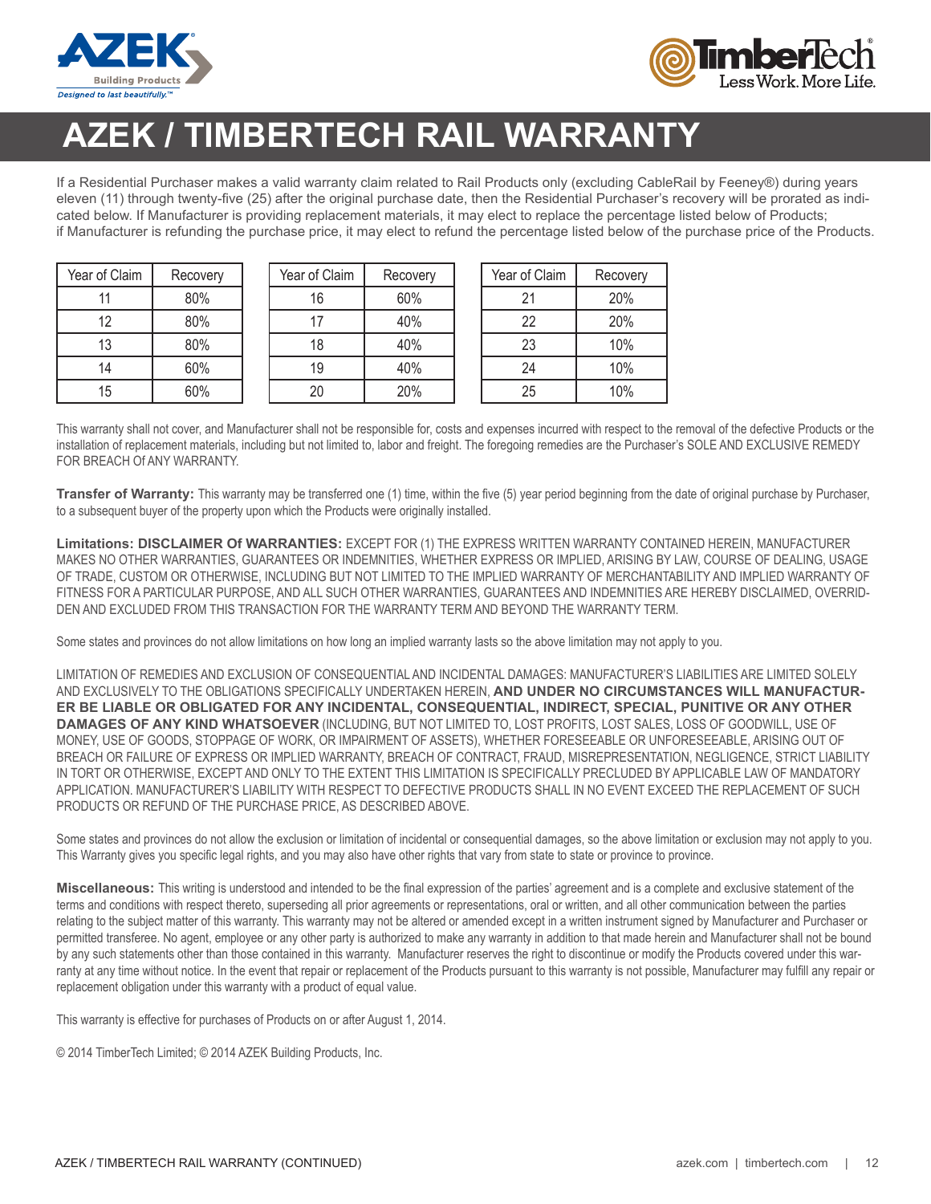# AZEK / TIMBERTECH RAIL WARRANTY

If a Residential Purchaser makes a valid warranty claim related to Rail Products only (excluding CableRail by Feeney®) during years eleven (11) through twenty-five (25) after the original purchase date, then the Residential Purchaser's recovery will be prorated as indicated below. If Manufacturer is providing replacement materials, it may elect to replace the percentage listed below of Products; if Manufacturer is refunding the purchase price, it may elect to refund the percentage listed below of the purchase price of the Products.

| Year of Claim | Recovery |
|---|---|
| 11 | 80% |
| 12 | 80% |
| 13 | 80% |
| 14 | 60% |
| 15 | 60% |

| Year of Claim | Recovery |
|---|---|
| 16 | 60% |
| 17 | 40% |
| 18 | 40% |
| 19 | 40% |
| 20 | 20% |

| Year of Claim | Recovery |
|---|---|
| 21 | 20% |
| 22 | 20% |
| 23 | 10% |
| 24 | 10% |
| 25 | 10% |

This warranty shall not cover, and Manufacturer shall not be responsible for, costs and expenses incurred with respect to the removal of the defective Products or the installation of replacement materials, including but not limited to, labor and freight. The foregoing remedies are the Purchaser's SOLE AND EXCLUSIVE REMEDY FOR BREACH Of ANY WARRANTY.

**Transfer of Warranty:** This warranty may be transferred one (1) time, within the five (5) year period beginning from the date of original purchase by Purchaser, to a subsequent buyer of the property upon which the Products were originally installed.

**Limitations: DISCLAIMER Of WARRANTIES:** EXCEPT FOR (1) THE EXPRESS WRITTEN WARRANTY CONTAINED HEREIN, MANUFACTURER MAKES NO OTHER WARRANTIES, GUARANTEES OR INDEMNITIES, WHETHER EXPRESS OR IMPLIED, ARISING BY LAW, COURSE OF DEALING, USAGE OF TRADE, CUSTOM OR OTHERWISE, INCLUDING BUT NOT LIMITED TO THE IMPLIED WARRANTY OF MERCHANTABILITY AND IMPLIED WARRANTY OF FITNESS FOR A PARTICULAR PURPOSE, AND ALL SUCH OTHER WARRANTIES, GUARANTEES AND INDEMNITIES ARE HEREBY DISCLAIMED, OVERRIDDEN AND EXCLUDED FROM THIS TRANSACTION FOR THE WARRANTY TERM AND BEYOND THE WARRANTY TERM.

Some states and provinces do not allow limitations on how long an implied warranty lasts so the above limitation may not apply to you.

LIMITATION OF REMEDIES AND EXCLUSION OF CONSEQUENTIAL AND INCIDENTAL DAMAGES: MANUFACTURER'S LIABILITIES ARE LIMITED SOLELY AND EXCLUSIVELY TO THE OBLIGATIONS SPECIFICALLY UNDERTAKEN HEREIN, **AND UNDER NO CIRCUMSTANCES WILL MANUFACTURER BE LIABLE OR OBLIGATED FOR ANY INCIDENTAL, CONSEQUENTIAL, INDIRECT, SPECIAL, PUNITIVE OR ANY OTHER DAMAGES OF ANY KIND WHATSOEVER** (INCLUDING, BUT NOT LIMITED TO, LOST PROFITS, LOST SALES, LOSS OF GOODWILL, USE OF MONEY, USE OF GOODS, STOPPAGE OF WORK, OR IMPAIRMENT OF ASSETS), WHETHER FORESEEABLE OR UNFORESEEABLE, ARISING OUT OF BREACH OR FAILURE OF EXPRESS OR IMPLIED WARRANTY, BREACH OF CONTRACT, FRAUD, MISREPRESENTATION, NEGLIGENCE, STRICT LIABILITY IN TORT OR OTHERWISE, EXCEPT AND ONLY TO THE EXTENT THIS LIMITATION IS SPECIFICALLY PRECLUDED BY APPLICABLE LAW OF MANDATORY APPLICATION. MANUFACTURER'S LIABILITY WITH RESPECT TO DEFECTIVE PRODUCTS SHALL IN NO EVENT EXCEED THE REPLACEMENT OF SUCH PRODUCTS OR REFUND OF THE PURCHASE PRICE, AS DESCRIBED ABOVE.

Some states and provinces do not allow the exclusion or limitation of incidental or consequential damages, so the above limitation or exclusion may not apply to you. This Warranty gives you specific legal rights, and you may also have other rights that vary from state to state or province to province.

**Miscellaneous:** This writing is understood and intended to be the final expression of the parties' agreement and is a complete and exclusive statement of the terms and conditions with respect thereto, superseding all prior agreements or representations, oral or written, and all other communication between the parties relating to the subject matter of this warranty. This warranty may not be altered or amended except in a written instrument signed by Manufacturer and Purchaser or permitted transferee. No agent, employee or any other party is authorized to make any warranty in addition to that made herein and Manufacturer shall not be bound by any such statements other than those contained in this warranty. Manufacturer reserves the right to discontinue or modify the Products covered under this warranty at any time without notice. In the event that repair or replacement of the Products pursuant to this warranty is not possible, Manufacturer may fulfill any repair or replacement obligation under this warranty with a product of equal value.

This warranty is effective for purchases of Products on or after August 1, 2014.

© 2014 TimberTech Limited; © 2014 AZEK Building Products, Inc.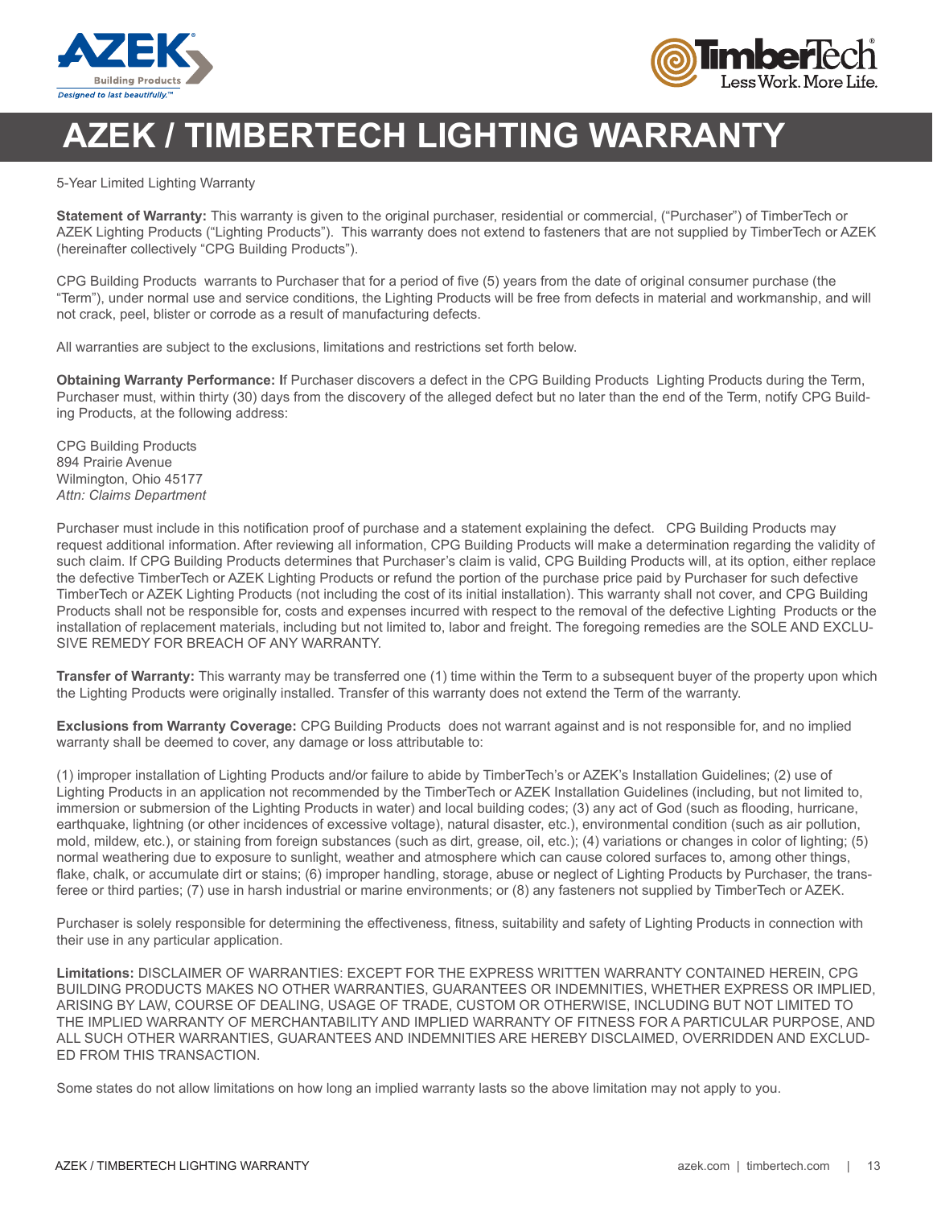# AZEK / TIMBERTECH LIGHTING WARRANTY

5-Year Limited Lighting Warranty

**Statement of Warranty:** This warranty is given to the original purchaser, residential or commercial, ("Purchaser") of TimberTech or AZEK Lighting Products ("Lighting Products"). This warranty does not extend to fasteners that are not supplied by TimberTech or AZEK (hereinafter collectively "CPG Building Products").

CPG Building Products warrants to Purchaser that for a period of five (5) years from the date of original consumer purchase (the "Term"), under normal use and service conditions, the Lighting Products will be free from defects in material and workmanship, and will not crack, peel, blister or corrode as a result of manufacturing defects.

All warranties are subject to the exclusions, limitations and restrictions set forth below.

**Obtaining Warranty Performance: I**f Purchaser discovers a defect in the CPG Building Products Lighting Products during the Term, Purchaser must, within thirty (30) days from the discovery of the alleged defect but no later than the end of the Term, notify CPG Building Products, at the following address:

CPG Building Products
894 Prairie Avenue
Wilmington, Ohio 45177
*Attn: Claims Department*

Purchaser must include in this notification proof of purchase and a statement explaining the defect. CPG Building Products may request additional information. After reviewing all information, CPG Building Products will make a determination regarding the validity of such claim. If CPG Building Products determines that Purchaser's claim is valid, CPG Building Products will, at its option, either replace the defective TimberTech or AZEK Lighting Products or refund the portion of the purchase price paid by Purchaser for such defective TimberTech or AZEK Lighting Products (not including the cost of its initial installation). This warranty shall not cover, and CPG Building Products shall not be responsible for, costs and expenses incurred with respect to the removal of the defective Lighting Products or the installation of replacement materials, including but not limited to, labor and freight. The foregoing remedies are the SOLE AND EXCLUSIVE REMEDY FOR BREACH OF ANY WARRANTY.

**Transfer of Warranty:** This warranty may be transferred one (1) time within the Term to a subsequent buyer of the property upon which the Lighting Products were originally installed. Transfer of this warranty does not extend the Term of the warranty.

**Exclusions from Warranty Coverage:** CPG Building Products does not warrant against and is not responsible for, and no implied warranty shall be deemed to cover, any damage or loss attributable to:

(1) improper installation of Lighting Products and/or failure to abide by TimberTech's or AZEK's Installation Guidelines; (2) use of Lighting Products in an application not recommended by the TimberTech or AZEK Installation Guidelines (including, but not limited to, immersion or submersion of the Lighting Products in water) and local building codes; (3) any act of God (such as flooding, hurricane, earthquake, lightning (or other incidences of excessive voltage), natural disaster, etc.), environmental condition (such as air pollution, mold, mildew, etc.), or staining from foreign substances (such as dirt, grease, oil, etc.); (4) variations or changes in color of lighting; (5) normal weathering due to exposure to sunlight, weather and atmosphere which can cause colored surfaces to, among other things, flake, chalk, or accumulate dirt or stains; (6) improper handling, storage, abuse or neglect of Lighting Products by Purchaser, the transferee or third parties; (7) use in harsh industrial or marine environments; or (8) any fasteners not supplied by TimberTech or AZEK.

Purchaser is solely responsible for determining the effectiveness, fitness, suitability and safety of Lighting Products in connection with their use in any particular application.

**Limitations:** DISCLAIMER OF WARRANTIES: EXCEPT FOR THE EXPRESS WRITTEN WARRANTY CONTAINED HEREIN, CPG BUILDING PRODUCTS MAKES NO OTHER WARRANTIES, GUARANTEES OR INDEMNITIES, WHETHER EXPRESS OR IMPLIED, ARISING BY LAW, COURSE OF DEALING, USAGE OF TRADE, CUSTOM OR OTHERWISE, INCLUDING BUT NOT LIMITED TO THE IMPLIED WARRANTY OF MERCHANTABILITY AND IMPLIED WARRANTY OF FITNESS FOR A PARTICULAR PURPOSE, AND ALL SUCH OTHER WARRANTIES, GUARANTEES AND INDEMNITIES ARE HEREBY DISCLAIMED, OVERRIDDEN AND EXCLUDED FROM THIS TRANSACTION.

Some states do not allow limitations on how long an implied warranty lasts so the above limitation may not apply to you.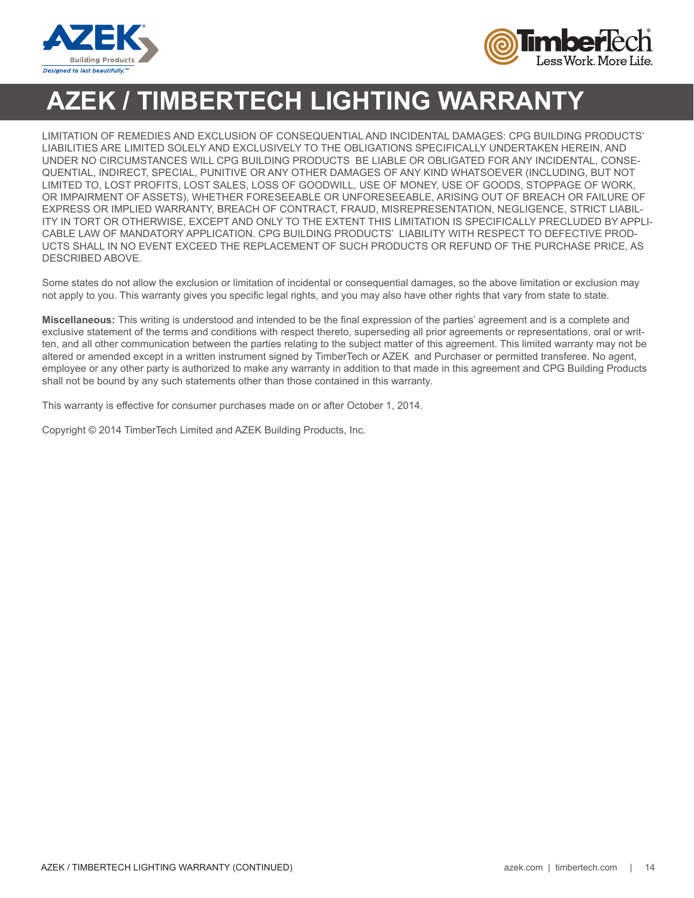# AZEK / TIMBERTECH LIGHTING WARRANTY

LIMITATION OF REMEDIES AND EXCLUSION OF CONSEQUENTIAL AND INCIDENTAL DAMAGES: CPG BUILDING PRODUCTS' LIABILITIES ARE LIMITED SOLELY AND EXCLUSIVELY TO THE OBLIGATIONS SPECIFICALLY UNDERTAKEN HEREIN, AND UNDER NO CIRCUMSTANCES WILL CPG BUILDING PRODUCTS BE LIABLE OR OBLIGATED FOR ANY INCIDENTAL, CONSEQUENTIAL, INDIRECT, SPECIAL, PUNITIVE OR ANY OTHER DAMAGES OF ANY KIND WHATSOEVER (INCLUDING, BUT NOT LIMITED TO, LOST PROFITS, LOST SALES, LOSS OF GOODWILL, USE OF MONEY, USE OF GOODS, STOPPAGE OF WORK, OR IMPAIRMENT OF ASSETS), WHETHER FORESEEABLE OR UNFORESEEABLE, ARISING OUT OF BREACH OR FAILURE OF EXPRESS OR IMPLIED WARRANTY, BREACH OF CONTRACT, FRAUD, MISREPRESENTATION, NEGLIGENCE, STRICT LIABILITY IN TORT OR OTHERWISE, EXCEPT AND ONLY TO THE EXTENT THIS LIMITATION IS SPECIFICALLY PRECLUDED BY APPLICABLE LAW OF MANDATORY APPLICATION. CPG BUILDING PRODUCTS' LIABILITY WITH RESPECT TO DEFECTIVE PRODUCTS SHALL IN NO EVENT EXCEED THE REPLACEMENT OF SUCH PRODUCTS OR REFUND OF THE PURCHASE PRICE, AS DESCRIBED ABOVE.

Some states do not allow the exclusion or limitation of incidental or consequential damages, so the above limitation or exclusion may not apply to you. This warranty gives you specific legal rights, and you may also have other rights that vary from state to state.

**Miscellaneous:** This writing is understood and intended to be the final expression of the parties' agreement and is a complete and exclusive statement of the terms and conditions with respect thereto, superseding all prior agreements or representations, oral or written, and all other communication between the parties relating to the subject matter of this agreement. This limited warranty may not be altered or amended except in a written instrument signed by TimberTech or AZEK and Purchaser or permitted transferee. No agent, employee or any other party is authorized to make any warranty in addition to that made in this agreement and CPG Building Products shall not be bound by any such statements other than those contained in this warranty.

This warranty is effective for consumer purchases made on or after October 1, 2014.

Copyright © 2014 TimberTech Limited and AZEK Building Products, Inc.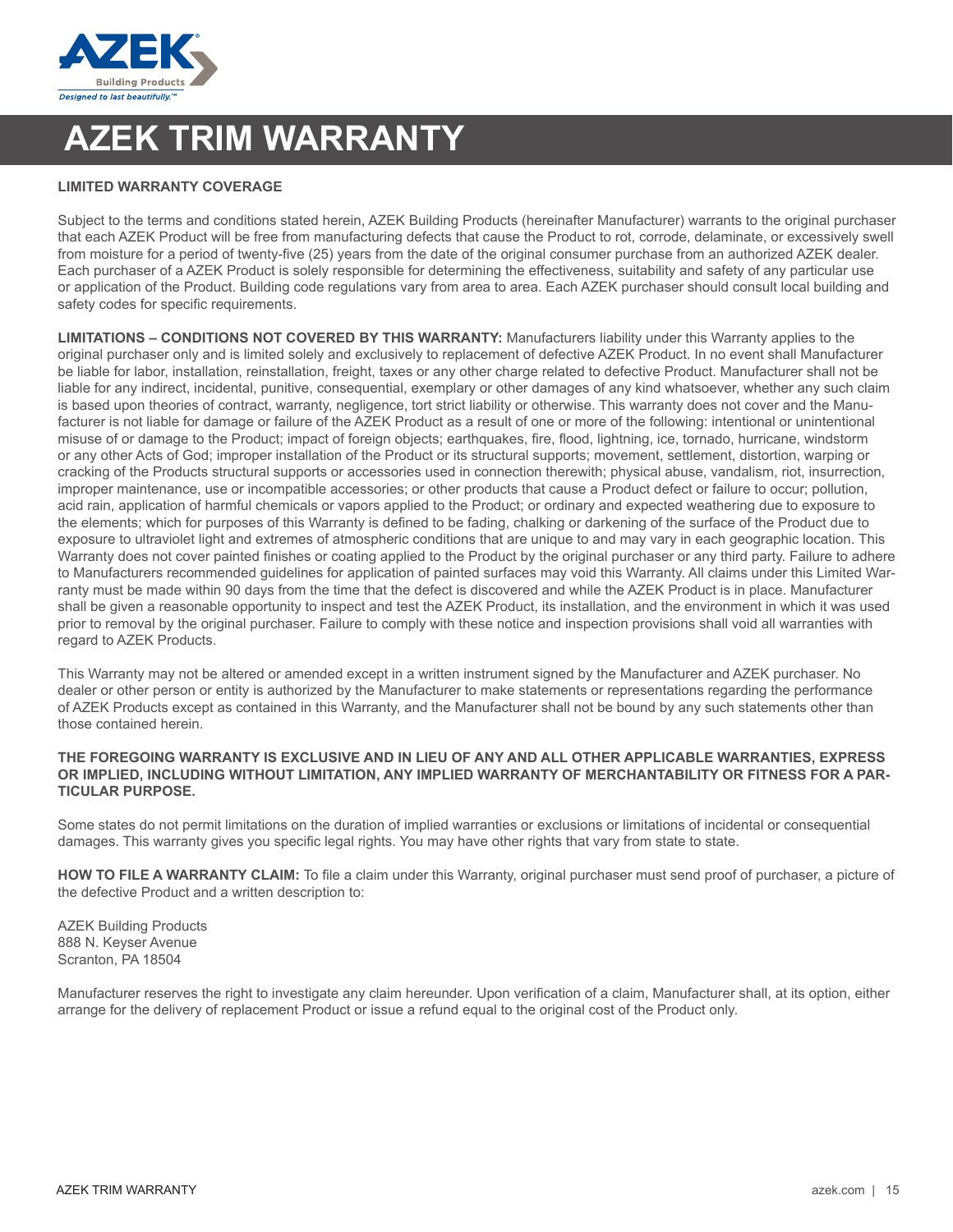# AZEK TRIM WARRANTY

**LIMITED WARRANTY COVERAGE**

Subject to the terms and conditions stated herein, AZEK Building Products (hereinafter Manufacturer) warrants to the original purchaser that each AZEK Product will be free from manufacturing defects that cause the Product to rot, corrode, delaminate, or excessively swell from moisture for a period of twenty-five (25) years from the date of the original consumer purchase from an authorized AZEK dealer. Each purchaser of a AZEK Product is solely responsible for determining the effectiveness, suitability and safety of any particular use or application of the Product. Building code regulations vary from area to area. Each AZEK purchaser should consult local building and safety codes for specific requirements.

**LIMITATIONS – CONDITIONS NOT COVERED BY THIS WARRANTY:** Manufacturers liability under this Warranty applies to the original purchaser only and is limited solely and exclusively to replacement of defective AZEK Product. In no event shall Manufacturer be liable for labor, installation, reinstallation, freight, taxes or any other charge related to defective Product. Manufacturer shall not be liable for any indirect, incidental, punitive, consequential, exemplary or other damages of any kind whatsoever, whether any such claim is based upon theories of contract, warranty, negligence, tort strict liability or otherwise. This warranty does not cover and the Manufacturer is not liable for damage or failure of the AZEK Product as a result of one or more of the following: intentional or unintentional misuse of or damage to the Product; impact of foreign objects; earthquakes, fire, flood, lightning, ice, tornado, hurricane, windstorm or any other Acts of God; improper installation of the Product or its structural supports; movement, settlement, distortion, warping or cracking of the Products structural supports or accessories used in connection therewith; physical abuse, vandalism, riot, insurrection, improper maintenance, use or incompatible accessories; or other products that cause a Product defect or failure to occur; pollution, acid rain, application of harmful chemicals or vapors applied to the Product; or ordinary and expected weathering due to exposure to the elements; which for purposes of this Warranty is defined to be fading, chalking or darkening of the surface of the Product due to exposure to ultraviolet light and extremes of atmospheric conditions that are unique to and may vary in each geographic location. This Warranty does not cover painted finishes or coating applied to the Product by the original purchaser or any third party. Failure to adhere to Manufacturers recommended guidelines for application of painted surfaces may void this Warranty. All claims under this Limited Warranty must be made within 90 days from the time that the defect is discovered and while the AZEK Product is in place. Manufacturer shall be given a reasonable opportunity to inspect and test the AZEK Product, its installation, and the environment in which it was used prior to removal by the original purchaser. Failure to comply with these notice and inspection provisions shall void all warranties with regard to AZEK Products.

This Warranty may not be altered or amended except in a written instrument signed by the Manufacturer and AZEK purchaser. No dealer or other person or entity is authorized by the Manufacturer to make statements or representations regarding the performance of AZEK Products except as contained in this Warranty, and the Manufacturer shall not be bound by any such statements other than those contained herein.

**THE FOREGOING WARRANTY IS EXCLUSIVE AND IN LIEU OF ANY AND ALL OTHER APPLICABLE WARRANTIES, EXPRESS OR IMPLIED, INCLUDING WITHOUT LIMITATION, ANY IMPLIED WARRANTY OF MERCHANTABILITY OR FITNESS FOR A PARTICULAR PURPOSE.**

Some states do not permit limitations on the duration of implied warranties or exclusions or limitations of incidental or consequential damages. This warranty gives you specific legal rights. You may have other rights that vary from state to state.

**HOW TO FILE A WARRANTY CLAIM:** To file a claim under this Warranty, original purchaser must send proof of purchaser, a picture of the defective Product and a written description to:

AZEK Building Products
888 N. Keyser Avenue
Scranton, PA 18504

Manufacturer reserves the right to investigate any claim hereunder. Upon verification of a claim, Manufacturer shall, at its option, either arrange for the delivery of replacement Product or issue a refund equal to the original cost of the Product only.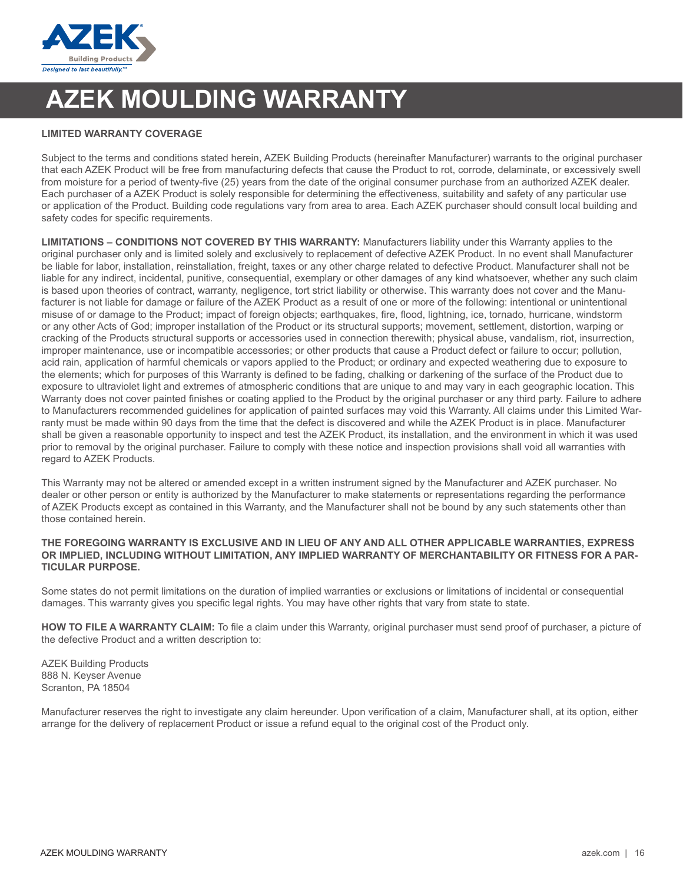# AZEK MOULDING WARRANTY

**LIMITED WARRANTY COVERAGE**

Subject to the terms and conditions stated herein, AZEK Building Products (hereinafter Manufacturer) warrants to the original purchaser that each AZEK Product will be free from manufacturing defects that cause the Product to rot, corrode, delaminate, or excessively swell from moisture for a period of twenty-five (25) years from the date of the original consumer purchase from an authorized AZEK dealer. Each purchaser of a AZEK Product is solely responsible for determining the effectiveness, suitability and safety of any particular use or application of the Product. Building code regulations vary from area to area. Each AZEK purchaser should consult local building and safety codes for specific requirements.

**LIMITATIONS – CONDITIONS NOT COVERED BY THIS WARRANTY:** Manufacturers liability under this Warranty applies to the original purchaser only and is limited solely and exclusively to replacement of defective AZEK Product. In no event shall Manufacturer be liable for labor, installation, reinstallation, freight, taxes or any other charge related to defective Product. Manufacturer shall not be liable for any indirect, incidental, punitive, consequential, exemplary or other damages of any kind whatsoever, whether any such claim is based upon theories of contract, warranty, negligence, tort strict liability or otherwise. This warranty does not cover and the Manufacturer is not liable for damage or failure of the AZEK Product as a result of one or more of the following: intentional or unintentional misuse of or damage to the Product; impact of foreign objects; earthquakes, fire, flood, lightning, ice, tornado, hurricane, windstorm or any other Acts of God; improper installation of the Product or its structural supports; movement, settlement, distortion, warping or cracking of the Products structural supports or accessories used in connection therewith; physical abuse, vandalism, riot, insurrection, improper maintenance, use or incompatible accessories; or other products that cause a Product defect or failure to occur; pollution, acid rain, application of harmful chemicals or vapors applied to the Product; or ordinary and expected weathering due to exposure to the elements; which for purposes of this Warranty is defined to be fading, chalking or darkening of the surface of the Product due to exposure to ultraviolet light and extremes of atmospheric conditions that are unique to and may vary in each geographic location. This Warranty does not cover painted finishes or coating applied to the Product by the original purchaser or any third party. Failure to adhere to Manufacturers recommended guidelines for application of painted surfaces may void this Warranty. All claims under this Limited Warranty must be made within 90 days from the time that the defect is discovered and while the AZEK Product is in place. Manufacturer shall be given a reasonable opportunity to inspect and test the AZEK Product, its installation, and the environment in which it was used prior to removal by the original purchaser. Failure to comply with these notice and inspection provisions shall void all warranties with regard to AZEK Products.

This Warranty may not be altered or amended except in a written instrument signed by the Manufacturer and AZEK purchaser. No dealer or other person or entity is authorized by the Manufacturer to make statements or representations regarding the performance of AZEK Products except as contained in this Warranty, and the Manufacturer shall not be bound by any such statements other than those contained herein.

**THE FOREGOING WARRANTY IS EXCLUSIVE AND IN LIEU OF ANY AND ALL OTHER APPLICABLE WARRANTIES, EXPRESS OR IMPLIED, INCLUDING WITHOUT LIMITATION, ANY IMPLIED WARRANTY OF MERCHANTABILITY OR FITNESS FOR A PARTICULAR PURPOSE.**

Some states do not permit limitations on the duration of implied warranties or exclusions or limitations of incidental or consequential damages. This warranty gives you specific legal rights. You may have other rights that vary from state to state.

**HOW TO FILE A WARRANTY CLAIM:** To file a claim under this Warranty, original purchaser must send proof of purchaser, a picture of the defective Product and a written description to:

AZEK Building Products
888 N. Keyser Avenue
Scranton, PA 18504

Manufacturer reserves the right to investigate any claim hereunder. Upon verification of a claim, Manufacturer shall, at its option, either arrange for the delivery of replacement Product or issue a refund equal to the original cost of the Product only.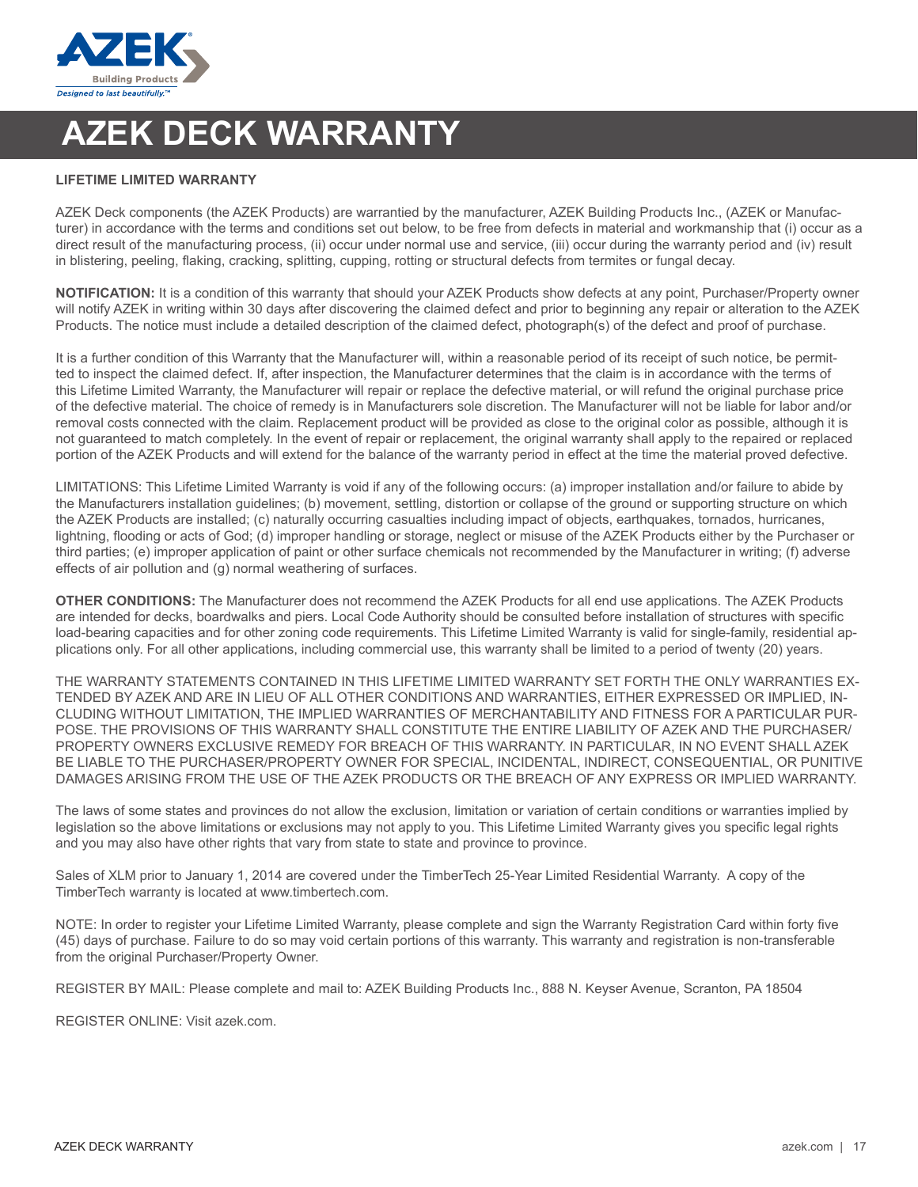# AZEK DECK WARRANTY

**LIFETIME LIMITED WARRANTY**

AZEK Deck components (the AZEK Products) are warrantied by the manufacturer, AZEK Building Products Inc., (AZEK or Manufacturer) in accordance with the terms and conditions set out below, to be free from defects in material and workmanship that (i) occur as a direct result of the manufacturing process, (ii) occur under normal use and service, (iii) occur during the warranty period and (iv) result in blistering, peeling, flaking, cracking, splitting, cupping, rotting or structural defects from termites or fungal decay.

**NOTIFICATION:** It is a condition of this warranty that should your AZEK Products show defects at any point, Purchaser/Property owner will notify AZEK in writing within 30 days after discovering the claimed defect and prior to beginning any repair or alteration to the AZEK Products. The notice must include a detailed description of the claimed defect, photograph(s) of the defect and proof of purchase.

It is a further condition of this Warranty that the Manufacturer will, within a reasonable period of its receipt of such notice, be permitted to inspect the claimed defect. If, after inspection, the Manufacturer determines that the claim is in accordance with the terms of this Lifetime Limited Warranty, the Manufacturer will repair or replace the defective material, or will refund the original purchase price of the defective material. The choice of remedy is in Manufacturers sole discretion. The Manufacturer will not be liable for labor and/or removal costs connected with the claim. Replacement product will be provided as close to the original color as possible, although it is not guaranteed to match completely. In the event of repair or replacement, the original warranty shall apply to the repaired or replaced portion of the AZEK Products and will extend for the balance of the warranty period in effect at the time the material proved defective.

LIMITATIONS: This Lifetime Limited Warranty is void if any of the following occurs: (a) improper installation and/or failure to abide by the Manufacturers installation guidelines; (b) movement, settling, distortion or collapse of the ground or supporting structure on which the AZEK Products are installed; (c) naturally occurring casualties including impact of objects, earthquakes, tornados, hurricanes, lightning, flooding or acts of God; (d) improper handling or storage, neglect or misuse of the AZEK Products either by the Purchaser or third parties; (e) improper application of paint or other surface chemicals not recommended by the Manufacturer in writing; (f) adverse effects of air pollution and (g) normal weathering of surfaces.

**OTHER CONDITIONS:** The Manufacturer does not recommend the AZEK Products for all end use applications. The AZEK Products are intended for decks, boardwalks and piers. Local Code Authority should be consulted before installation of structures with specific load-bearing capacities and for other zoning code requirements. This Lifetime Limited Warranty is valid for single-family, residential applications only. For all other applications, including commercial use, this warranty shall be limited to a period of twenty (20) years.

THE WARRANTY STATEMENTS CONTAINED IN THIS LIFETIME LIMITED WARRANTY SET FORTH THE ONLY WARRANTIES EXTENDED BY AZEK AND ARE IN LIEU OF ALL OTHER CONDITIONS AND WARRANTIES, EITHER EXPRESSED OR IMPLIED, INCLUDING WITHOUT LIMITATION, THE IMPLIED WARRANTIES OF MERCHANTABILITY AND FITNESS FOR A PARTICULAR PURPOSE. THE PROVISIONS OF THIS WARRANTY SHALL CONSTITUTE THE ENTIRE LIABILITY OF AZEK AND THE PURCHASER/PROPERTY OWNERS EXCLUSIVE REMEDY FOR BREACH OF THIS WARRANTY. IN PARTICULAR, IN NO EVENT SHALL AZEK BE LIABLE TO THE PURCHASER/PROPERTY OWNER FOR SPECIAL, INCIDENTAL, INDIRECT, CONSEQUENTIAL, OR PUNITIVE DAMAGES ARISING FROM THE USE OF THE AZEK PRODUCTS OR THE BREACH OF ANY EXPRESS OR IMPLIED WARRANTY.

The laws of some states and provinces do not allow the exclusion, limitation or variation of certain conditions or warranties implied by legislation so the above limitations or exclusions may not apply to you. This Lifetime Limited Warranty gives you specific legal rights and you may also have other rights that vary from state to state and province to province.

Sales of XLM prior to January 1, 2014 are covered under the TimberTech 25-Year Limited Residential Warranty. A copy of the TimberTech warranty is located at www.timbertech.com.

NOTE: In order to register your Lifetime Limited Warranty, please complete and sign the Warranty Registration Card within forty five (45) days of purchase. Failure to do so may void certain portions of this warranty. This warranty and registration is non-transferable from the original Purchaser/Property Owner.

REGISTER BY MAIL: Please complete and mail to: AZEK Building Products Inc., 888 N. Keyser Avenue, Scranton, PA 18504

REGISTER ONLINE: Visit azek.com.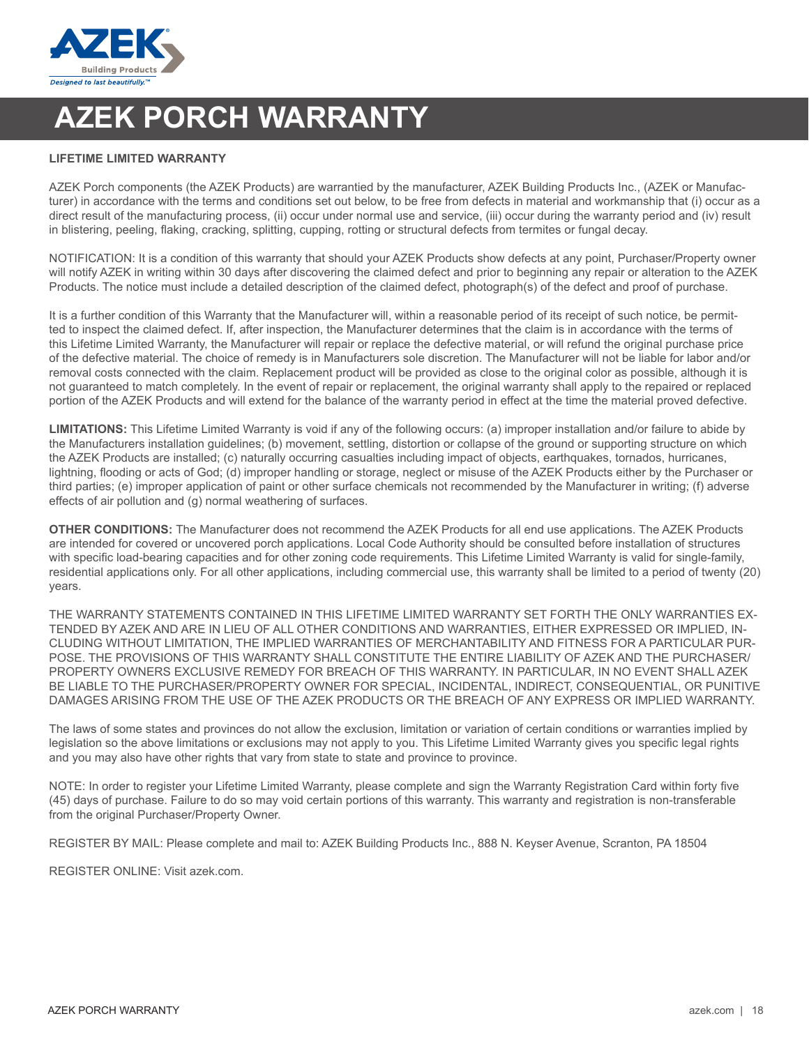# AZEK PORCH WARRANTY

**LIFETIME LIMITED WARRANTY**

AZEK Porch components (the AZEK Products) are warrantied by the manufacturer, AZEK Building Products Inc., (AZEK or Manufacturer) in accordance with the terms and conditions set out below, to be free from defects in material and workmanship that (i) occur as a direct result of the manufacturing process, (ii) occur under normal use and service, (iii) occur during the warranty period and (iv) result in blistering, peeling, flaking, cracking, splitting, cupping, rotting or structural defects from termites or fungal decay.

NOTIFICATION: It is a condition of this warranty that should your AZEK Products show defects at any point, Purchaser/Property owner will notify AZEK in writing within 30 days after discovering the claimed defect and prior to beginning any repair or alteration to the AZEK Products. The notice must include a detailed description of the claimed defect, photograph(s) of the defect and proof of purchase.

It is a further condition of this Warranty that the Manufacturer will, within a reasonable period of its receipt of such notice, be permitted to inspect the claimed defect. If, after inspection, the Manufacturer determines that the claim is in accordance with the terms of this Lifetime Limited Warranty, the Manufacturer will repair or replace the defective material, or will refund the original purchase price of the defective material. The choice of remedy is in Manufacturers sole discretion. The Manufacturer will not be liable for labor and/or removal costs connected with the claim. Replacement product will be provided as close to the original color as possible, although it is not guaranteed to match completely. In the event of repair or replacement, the original warranty shall apply to the repaired or replaced portion of the AZEK Products and will extend for the balance of the warranty period in effect at the time the material proved defective.

**LIMITATIONS:** This Lifetime Limited Warranty is void if any of the following occurs: (a) improper installation and/or failure to abide by the Manufacturers installation guidelines; (b) movement, settling, distortion or collapse of the ground or supporting structure on which the AZEK Products are installed; (c) naturally occurring casualties including impact of objects, earthquakes, tornados, hurricanes, lightning, flooding or acts of God; (d) improper handling or storage, neglect or misuse of the AZEK Products either by the Purchaser or third parties; (e) improper application of paint or other surface chemicals not recommended by the Manufacturer in writing; (f) adverse effects of air pollution and (g) normal weathering of surfaces.

**OTHER CONDITIONS:** The Manufacturer does not recommend the AZEK Products for all end use applications. The AZEK Products are intended for covered or uncovered porch applications. Local Code Authority should be consulted before installation of structures with specific load-bearing capacities and for other zoning code requirements. This Lifetime Limited Warranty is valid for single-family, residential applications only. For all other applications, including commercial use, this warranty shall be limited to a period of twenty (20) years.

THE WARRANTY STATEMENTS CONTAINED IN THIS LIFETIME LIMITED WARRANTY SET FORTH THE ONLY WARRANTIES EXTENDED BY AZEK AND ARE IN LIEU OF ALL OTHER CONDITIONS AND WARRANTIES, EITHER EXPRESSED OR IMPLIED, INCLUDING WITHOUT LIMITATION, THE IMPLIED WARRANTIES OF MERCHANTABILITY AND FITNESS FOR A PARTICULAR PURPOSE. THE PROVISIONS OF THIS WARRANTY SHALL CONSTITUTE THE ENTIRE LIABILITY OF AZEK AND THE PURCHASER/PROPERTY OWNERS EXCLUSIVE REMEDY FOR BREACH OF THIS WARRANTY. IN PARTICULAR, IN NO EVENT SHALL AZEK BE LIABLE TO THE PURCHASER/PROPERTY OWNER FOR SPECIAL, INCIDENTAL, INDIRECT, CONSEQUENTIAL, OR PUNITIVE DAMAGES ARISING FROM THE USE OF THE AZEK PRODUCTS OR THE BREACH OF ANY EXPRESS OR IMPLIED WARRANTY.

The laws of some states and provinces do not allow the exclusion, limitation or variation of certain conditions or warranties implied by legislation so the above limitations or exclusions may not apply to you. This Lifetime Limited Warranty gives you specific legal rights and you may also have other rights that vary from state to state and province to province.

NOTE: In order to register your Lifetime Limited Warranty, please complete and sign the Warranty Registration Card within forty five (45) days of purchase. Failure to do so may void certain portions of this warranty. This warranty and registration is non-transferable from the original Purchaser/Property Owner.

REGISTER BY MAIL: Please complete and mail to: AZEK Building Products Inc., 888 N. Keyser Avenue, Scranton, PA 18504

REGISTER ONLINE: Visit azek.com.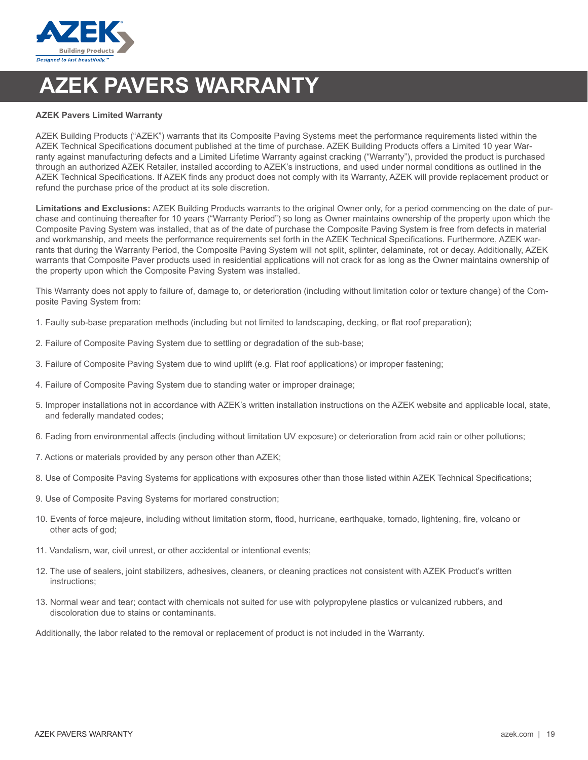# AZEK PAVERS WARRANTY

**AZEK Pavers Limited Warranty**

AZEK Building Products ("AZEK") warrants that its Composite Paving Systems meet the performance requirements listed within the AZEK Technical Specifications document published at the time of purchase. AZEK Building Products offers a Limited 10 year Warranty against manufacturing defects and a Limited Lifetime Warranty against cracking ("Warranty"), provided the product is purchased through an authorized AZEK Retailer, installed according to AZEK's instructions, and used under normal conditions as outlined in the AZEK Technical Specifications. If AZEK finds any product does not comply with its Warranty, AZEK will provide replacement product or refund the purchase price of the product at its sole discretion.

**Limitations and Exclusions:** AZEK Building Products warrants to the original Owner only, for a period commencing on the date of purchase and continuing thereafter for 10 years ("Warranty Period") so long as Owner maintains ownership of the property upon which the Composite Paving System was installed, that as of the date of purchase the Composite Paving System is free from defects in material and workmanship, and meets the performance requirements set forth in the AZEK Technical Specifications. Furthermore, AZEK warrants that during the Warranty Period, the Composite Paving System will not split, splinter, delaminate, rot or decay. Additionally, AZEK warrants that Composite Paver products used in residential applications will not crack for as long as the Owner maintains ownership of the property upon which the Composite Paving System was installed.

This Warranty does not apply to failure of, damage to, or deterioration (including without limitation color or texture change) of the Composite Paving System from:

1. Faulty sub-base preparation methods (including but not limited to landscaping, decking, or flat roof preparation);
2. Failure of Composite Paving System due to settling or degradation of the sub-base;
3. Failure of Composite Paving System due to wind uplift (e.g. Flat roof applications) or improper fastening;
4. Failure of Composite Paving System due to standing water or improper drainage;
5. Improper installations not in accordance with AZEK's written installation instructions on the AZEK website and applicable local, state, and federally mandated codes;
6. Fading from environmental affects (including without limitation UV exposure) or deterioration from acid rain or other pollutions;
7. Actions or materials provided by any person other than AZEK;
8. Use of Composite Paving Systems for applications with exposures other than those listed within AZEK Technical Specifications;
9. Use of Composite Paving Systems for mortared construction;
10. Events of force majeure, including without limitation storm, flood, hurricane, earthquake, tornado, lightening, fire, volcano or other acts of god;
11. Vandalism, war, civil unrest, or other accidental or intentional events;
12. The use of sealers, joint stabilizers, adhesives, cleaners, or cleaning practices not consistent with AZEK Product's written instructions;
13. Normal wear and tear; contact with chemicals not suited for use with polypropylene plastics or vulcanized rubbers, and discoloration due to stains or contaminants.

Additionally, the labor related to the removal or replacement of product is not included in the Warranty.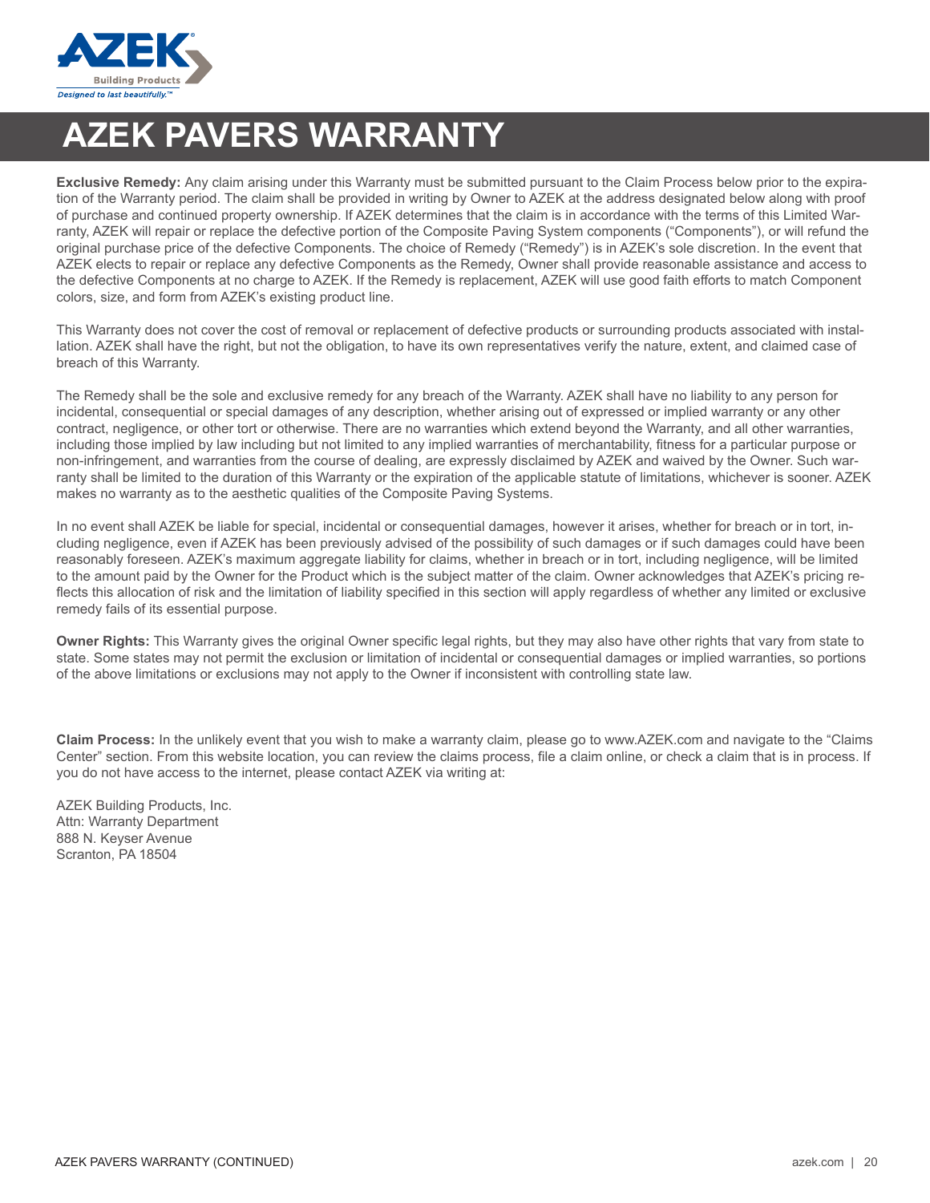# AZEK PAVERS WARRANTY

**Exclusive Remedy:** Any claim arising under this Warranty must be submitted pursuant to the Claim Process below prior to the expiration of the Warranty period. The claim shall be provided in writing by Owner to AZEK at the address designated below along with proof of purchase and continued property ownership. If AZEK determines that the claim is in accordance with the terms of this Limited Warranty, AZEK will repair or replace the defective portion of the Composite Paving System components ("Components"), or will refund the original purchase price of the defective Components. The choice of Remedy ("Remedy") is in AZEK's sole discretion. In the event that AZEK elects to repair or replace any defective Components as the Remedy, Owner shall provide reasonable assistance and access to the defective Components at no charge to AZEK. If the Remedy is replacement, AZEK will use good faith efforts to match Component colors, size, and form from AZEK's existing product line.

This Warranty does not cover the cost of removal or replacement of defective products or surrounding products associated with installation. AZEK shall have the right, but not the obligation, to have its own representatives verify the nature, extent, and claimed case of breach of this Warranty.

The Remedy shall be the sole and exclusive remedy for any breach of the Warranty. AZEK shall have no liability to any person for incidental, consequential or special damages of any description, whether arising out of expressed or implied warranty or any other contract, negligence, or other tort or otherwise. There are no warranties which extend beyond the Warranty, and all other warranties, including those implied by law including but not limited to any implied warranties of merchantability, fitness for a particular purpose or non-infringement, and warranties from the course of dealing, are expressly disclaimed by AZEK and waived by the Owner. Such warranty shall be limited to the duration of this Warranty or the expiration of the applicable statute of limitations, whichever is sooner. AZEK makes no warranty as to the aesthetic qualities of the Composite Paving Systems.

In no event shall AZEK be liable for special, incidental or consequential damages, however it arises, whether for breach or in tort, including negligence, even if AZEK has been previously advised of the possibility of such damages or if such damages could have been reasonably foreseen. AZEK's maximum aggregate liability for claims, whether in breach or in tort, including negligence, will be limited to the amount paid by the Owner for the Product which is the subject matter of the claim. Owner acknowledges that AZEK's pricing reflects this allocation of risk and the limitation of liability specified in this section will apply regardless of whether any limited or exclusive remedy fails of its essential purpose.

**Owner Rights:** This Warranty gives the original Owner specific legal rights, but they may also have other rights that vary from state to state. Some states may not permit the exclusion or limitation of incidental or consequential damages or implied warranties, so portions of the above limitations or exclusions may not apply to the Owner if inconsistent with controlling state law.

**Claim Process:** In the unlikely event that you wish to make a warranty claim, please go to www.AZEK.com and navigate to the "Claims Center" section. From this website location, you can review the claims process, file a claim online, or check a claim that is in process. If you do not have access to the internet, please contact AZEK via writing at:

AZEK Building Products, Inc.
Attn: Warranty Department
888 N. Keyser Avenue
Scranton, PA 18504